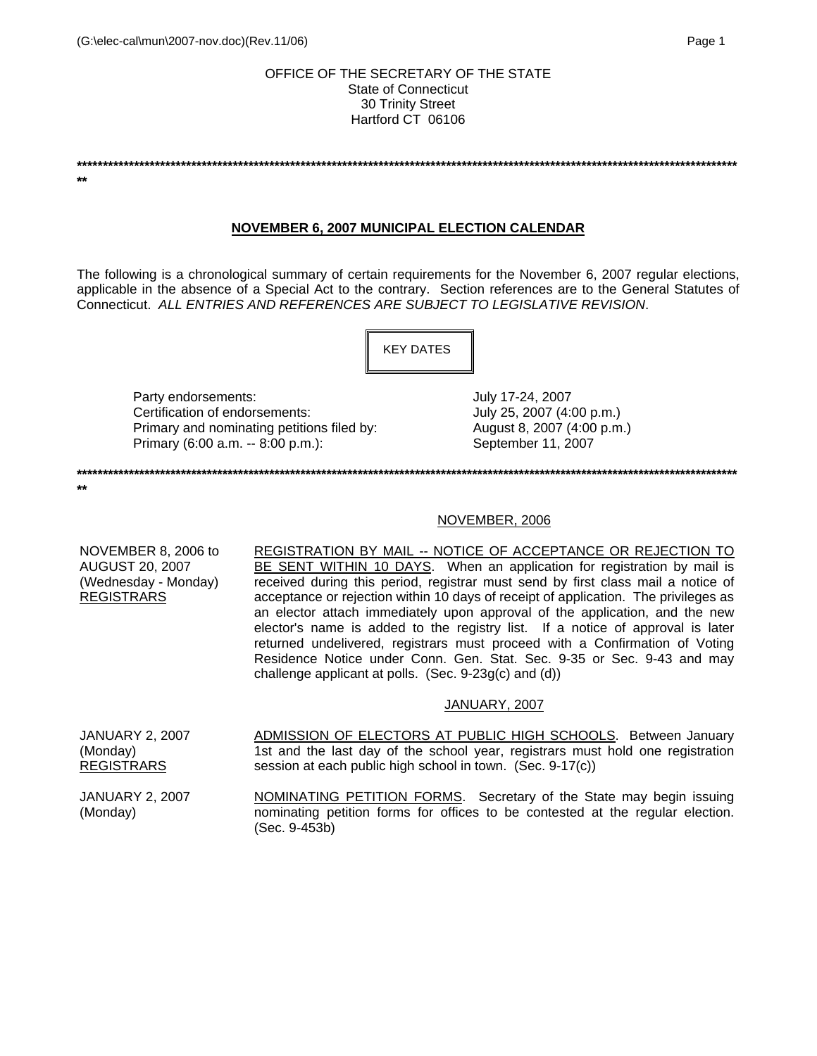OFFICE OF THE SECRETARY OF THE STATE
State of Connecticut
30 Trinity Street
Hartford CT 06106

---

## NOVEMBER 6, 2007 MUNICIPAL ELECTION CALENDAR

The following is a chronological summary of certain requirements for the November 6, 2007 regular elections, applicable in the absence of a Special Act to the contrary. Section references are to the General Statutes of Connecticut. *ALL ENTRIES AND REFERENCES ARE SUBJECT TO LEGISLATIVE REVISION*.

### KEY DATES

| | |
|---|---|
| Party endorsements: | July 17-24, 2007 |
| Certification of endorsements: | July 25, 2007 (4:00 p.m.) |
| Primary and nominating petitions filed by: | August 8, 2007 (4:00 p.m.) |
| Primary (6:00 a.m. -- 8:00 p.m.): | September 11, 2007 |

---

### NOVEMBER, 2006

**NOVEMBER 8, 2006 to AUGUST 20, 2007 (Wednesday - Monday) REGISTRARS**

REGISTRATION BY MAIL -- NOTICE OF ACCEPTANCE OR REJECTION TO BE SENT WITHIN 10 DAYS. When an application for registration by mail is received during this period, registrar must send by first class mail a notice of acceptance or rejection within 10 days of receipt of application. The privileges as an elector attach immediately upon approval of the application, and the new elector's name is added to the registry list. If a notice of approval is later returned undelivered, registrars must proceed with a Confirmation of Voting Residence Notice under Conn. Gen. Stat. Sec. 9-35 or Sec. 9-43 and may challenge applicant at polls. (Sec. 9-23g(c) and (d))

### JANUARY, 2007

**JANUARY 2, 2007 (Monday) REGISTRARS**

ADMISSION OF ELECTORS AT PUBLIC HIGH SCHOOLS. Between January 1st and the last day of the school year, registrars must hold one registration session at each public high school in town. (Sec. 9-17(c))

**JANUARY 2, 2007 (Monday)**

NOMINATING PETITION FORMS. Secretary of the State may begin issuing nominating petition forms for offices to be contested at the regular election. (Sec. 9-453b)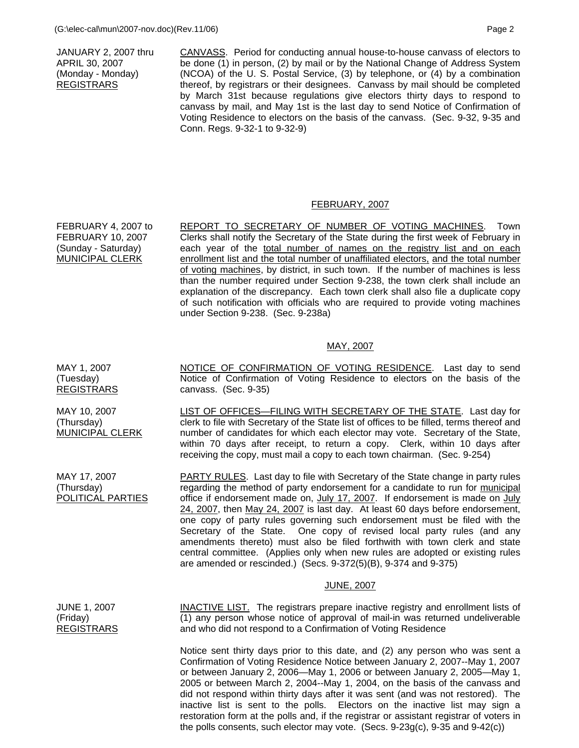JANUARY 2, 2007 thru APRIL 30, 2007 (Monday - Monday) REGISTRARS

CANVASS. Period for conducting annual house-to-house canvass of electors to be done (1) in person, (2) by mail or by the National Change of Address System (NCOA) of the U. S. Postal Service, (3) by telephone, or (4) by a combination thereof, by registrars or their designees. Canvass by mail should be completed by March 31st because regulations give electors thirty days to respond to canvass by mail, and May 1st is the last day to send Notice of Confirmation of Voting Residence to electors on the basis of the canvass. (Sec. 9-32, 9-35 and Conn. Regs. 9-32-1 to 9-32-9)

## FEBRUARY, 2007

FEBRUARY 4, 2007 to FEBRUARY 10, 2007 (Sunday - Saturday) MUNICIPAL CLERK

REPORT TO SECRETARY OF NUMBER OF VOTING MACHINES. Town Clerks shall notify the Secretary of the State during the first week of February in each year of the total number of names on the registry list and on each enrollment list and the total number of unaffiliated electors, and the total number of voting machines, by district, in such town. If the number of machines is less than the number required under Section 9-238, the town clerk shall include an explanation of the discrepancy. Each town clerk shall also file a duplicate copy of such notification with officials who are required to provide voting machines under Section 9-238. (Sec. 9-238a)

## MAY, 2007

MAY 1, 2007 (Tuesday) REGISTRARS

NOTICE OF CONFIRMATION OF VOTING RESIDENCE. Last day to send Notice of Confirmation of Voting Residence to electors on the basis of the canvass. (Sec. 9-35)

MAY 10, 2007 (Thursday) MUNICIPAL CLERK

LIST OF OFFICES—FILING WITH SECRETARY OF THE STATE. Last day for clerk to file with Secretary of the State list of offices to be filled, terms thereof and number of candidates for which each elector may vote. Secretary of the State, within 70 days after receipt, to return a copy. Clerk, within 10 days after receiving the copy, must mail a copy to each town chairman. (Sec. 9-254)

MAY 17, 2007 (Thursday) POLITICAL PARTIES

PARTY RULES. Last day to file with Secretary of the State change in party rules regarding the method of party endorsement for a candidate to run for municipal office if endorsement made on, July 17, 2007. If endorsement is made on July 24, 2007, then May 24, 2007 is last day. At least 60 days before endorsement, one copy of party rules governing such endorsement must be filed with the Secretary of the State. One copy of revised local party rules (and any amendments thereto) must also be filed forthwith with town clerk and state central committee. (Applies only when new rules are adopted or existing rules are amended or rescinded.) (Secs. 9-372(5)(B), 9-374 and 9-375)

## JUNE, 2007

JUNE 1, 2007 (Friday) REGISTRARS

INACTIVE LIST. The registrars prepare inactive registry and enrollment lists of (1) any person whose notice of approval of mail-in was returned undeliverable and who did not respond to a Confirmation of Voting Residence

Notice sent thirty days prior to this date, and (2) any person who was sent a Confirmation of Voting Residence Notice between January 2, 2007--May 1, 2007 or between January 2, 2006—May 1, 2006 or between January 2, 2005—May 1, 2005 or between March 2, 2004--May 1, 2004, on the basis of the canvass and did not respond within thirty days after it was sent (and was not restored). The inactive list is sent to the polls. Electors on the inactive list may sign a restoration form at the polls and, if the registrar or assistant registrar of voters in the polls consents, such elector may vote. (Secs. 9-23g(c), 9-35 and 9-42(c))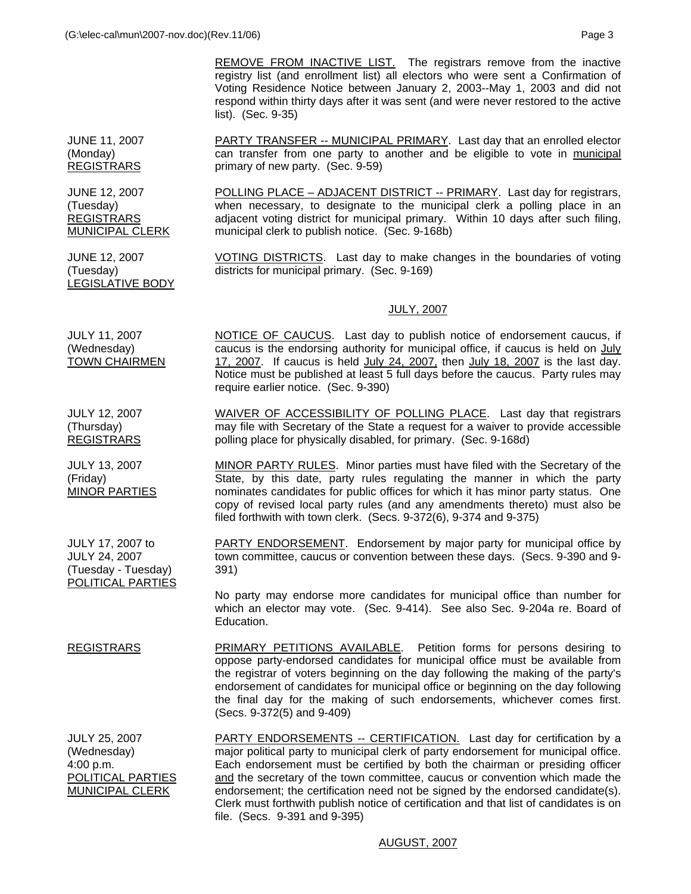REMOVE FROM INACTIVE LIST. The registrars remove from the inactive registry list (and enrollment list) all electors who were sent a Confirmation of Voting Residence Notice between January 2, 2003--May 1, 2003 and did not respond within thirty days after it was sent (and were never restored to the active list). (Sec. 9-35)

| | |
|---|---|
| JUNE 11, 2007 (Monday) REGISTRARS | PARTY TRANSFER -- MUNICIPAL PRIMARY. Last day that an enrolled elector can transfer from one party to another and be eligible to vote in municipal primary of new party. (Sec. 9-59) |
| JUNE 12, 2007 (Tuesday) REGISTRARS MUNICIPAL CLERK | POLLING PLACE – ADJACENT DISTRICT -- PRIMARY. Last day for registrars, when necessary, to designate to the municipal clerk a polling place in an adjacent voting district for municipal primary. Within 10 days after such filing, municipal clerk to publish notice. (Sec. 9-168b) |
| JUNE 12, 2007 (Tuesday) LEGISLATIVE BODY | VOTING DISTRICTS. Last day to make changes in the boundaries of voting districts for municipal primary. (Sec. 9-169) |

## JULY, 2007

| | |
|---|---|
| JULY 11, 2007 (Wednesday) TOWN CHAIRMEN | NOTICE OF CAUCUS. Last day to publish notice of endorsement caucus, if caucus is the endorsing authority for municipal office, if caucus is held on July 17, 2007. If caucus is held July 24, 2007, then July 18, 2007 is the last day. Notice must be published at least 5 full days before the caucus. Party rules may require earlier notice. (Sec. 9-390) |
| JULY 12, 2007 (Thursday) REGISTRARS | WAIVER OF ACCESSIBILITY OF POLLING PLACE. Last day that registrars may file with Secretary of the State a request for a waiver to provide accessible polling place for physically disabled, for primary. (Sec. 9-168d) |
| JULY 13, 2007 (Friday) MINOR PARTIES | MINOR PARTY RULES. Minor parties must have filed with the Secretary of the State, by this date, party rules regulating the manner in which the party nominates candidates for public offices for which it has minor party status. One copy of revised local party rules (and any amendments thereto) must also be filed forthwith with town clerk. (Secs. 9-372(6), 9-374 and 9-375) |
| JULY 17, 2007 to JULY 24, 2007 (Tuesday - Tuesday) POLITICAL PARTIES | PARTY ENDORSEMENT. Endorsement by major party for municipal office by town committee, caucus or convention between these days. (Secs. 9-390 and 9-391)<br><br>No party may endorse more candidates for municipal office than number for which an elector may vote. (Sec. 9-414). See also Sec. 9-204a re. Board of Education. |
| REGISTRARS | PRIMARY PETITIONS AVAILABLE. Petition forms for persons desiring to oppose party-endorsed candidates for municipal office must be available from the registrar of voters beginning on the day following the making of the party's endorsement of candidates for municipal office or beginning on the day following the final day for the making of such endorsements, whichever comes first. (Secs. 9-372(5) and 9-409) |
| JULY 25, 2007 (Wednesday) 4:00 p.m. POLITICAL PARTIES MUNICIPAL CLERK | PARTY ENDORSEMENTS -- CERTIFICATION. Last day for certification by a major political party to municipal clerk of party endorsement for municipal office. Each endorsement must be certified by both the chairman or presiding officer and the secretary of the town committee, caucus or convention which made the endorsement; the certification need not be signed by the endorsed candidate(s). Clerk must forthwith publish notice of certification and that list of candidates is on file. (Secs. 9-391 and 9-395) |

## AUGUST, 2007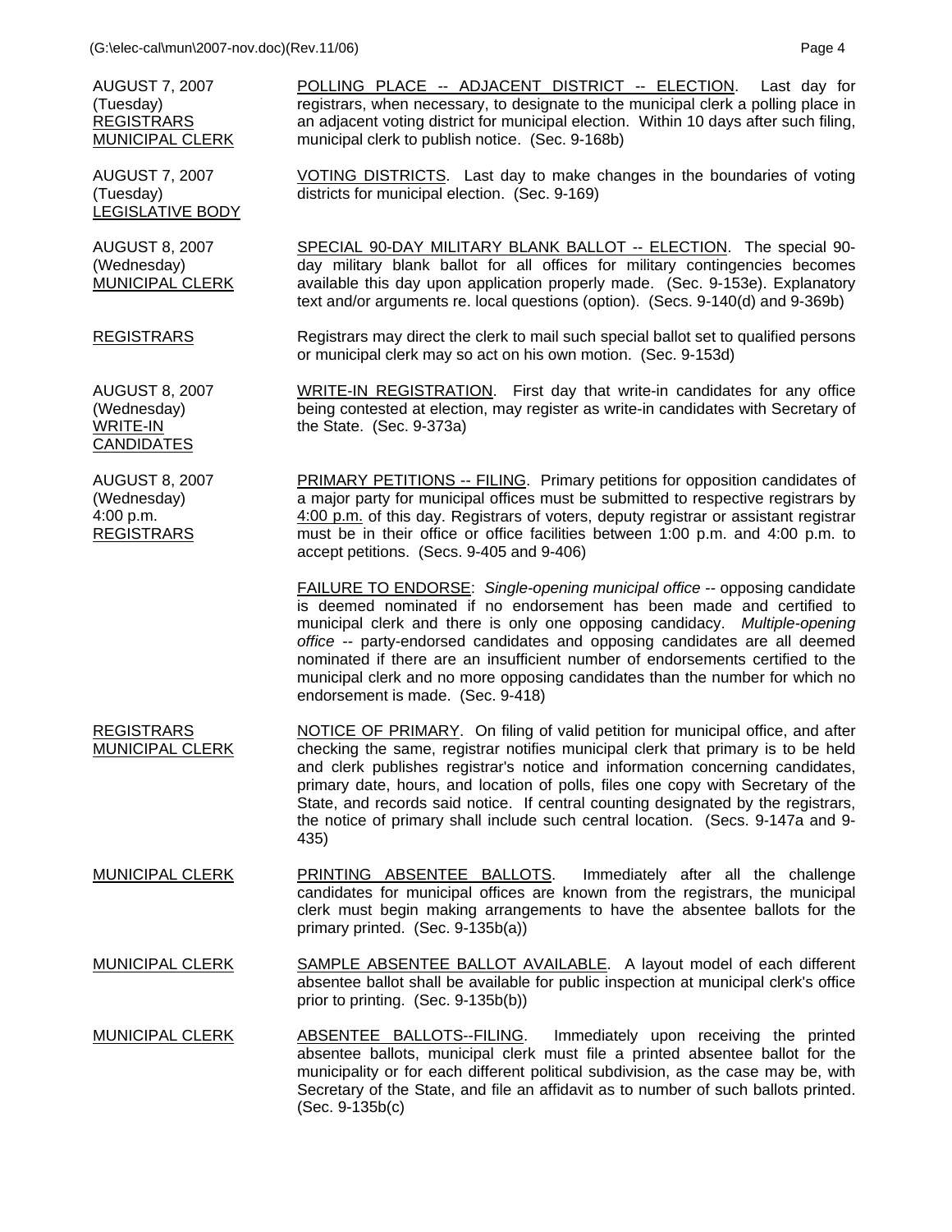| | |
|---|---|
| AUGUST 7, 2007 (Tuesday) REGISTRARS MUNICIPAL CLERK | POLLING PLACE -- ADJACENT DISTRICT -- ELECTION. Last day for registrars, when necessary, to designate to the municipal clerk a polling place in an adjacent voting district for municipal election. Within 10 days after such filing, municipal clerk to publish notice. (Sec. 9-168b) |
| AUGUST 7, 2007 (Tuesday) LEGISLATIVE BODY | VOTING DISTRICTS. Last day to make changes in the boundaries of voting districts for municipal election. (Sec. 9-169) |
| AUGUST 8, 2007 (Wednesday) MUNICIPAL CLERK | SPECIAL 90-DAY MILITARY BLANK BALLOT -- ELECTION. The special 90-day military blank ballot for all offices for military contingencies becomes available this day upon application properly made. (Sec. 9-153e). Explanatory text and/or arguments re. local questions (option). (Secs. 9-140(d) and 9-369b) |
| REGISTRARS | Registrars may direct the clerk to mail such special ballot set to qualified persons or municipal clerk may so act on his own motion. (Sec. 9-153d) |
| AUGUST 8, 2007 (Wednesday) WRITE-IN CANDIDATES | WRITE-IN REGISTRATION. First day that write-in candidates for any office being contested at election, may register as write-in candidates with Secretary of the State. (Sec. 9-373a) |
| AUGUST 8, 2007 (Wednesday) 4:00 p.m. REGISTRARS | PRIMARY PETITIONS -- FILING. Primary petitions for opposition candidates of a major party for municipal offices must be submitted to respective registrars by 4:00 p.m. of this day. Registrars of voters, deputy registrar or assistant registrar must be in their office or office facilities between 1:00 p.m. and 4:00 p.m. to accept petitions. (Secs. 9-405 and 9-406) |
| | FAILURE TO ENDORSE: *Single-opening municipal office* -- opposing candidate is deemed nominated if no endorsement has been made and certified to municipal clerk and there is only one opposing candidacy. *Multiple-opening office* -- party-endorsed candidates and opposing candidates are all deemed nominated if there are an insufficient number of endorsements certified to the municipal clerk and no more opposing candidates than the number for which no endorsement is made. (Sec. 9-418) |
| REGISTRARS MUNICIPAL CLERK | NOTICE OF PRIMARY. On filing of valid petition for municipal office, and after checking the same, registrar notifies municipal clerk that primary is to be held and clerk publishes registrar's notice and information concerning candidates, primary date, hours, and location of polls, files one copy with Secretary of the State, and records said notice. If central counting designated by the registrars, the notice of primary shall include such central location. (Secs. 9-147a and 9-435) |
| MUNICIPAL CLERK | PRINTING ABSENTEE BALLOTS. Immediately after all the challenge candidates for municipal offices are known from the registrars, the municipal clerk must begin making arrangements to have the absentee ballots for the primary printed. (Sec. 9-135b(a)) |
| MUNICIPAL CLERK | SAMPLE ABSENTEE BALLOT AVAILABLE. A layout model of each different absentee ballot shall be available for public inspection at municipal clerk's office prior to printing. (Sec. 9-135b(b)) |
| MUNICIPAL CLERK | ABSENTEE BALLOTS--FILING. Immediately upon receiving the printed absentee ballots, municipal clerk must file a printed absentee ballot for the municipality or for each different political subdivision, as the case may be, with Secretary of the State, and file an affidavit as to number of such ballots printed. (Sec. 9-135b(c) |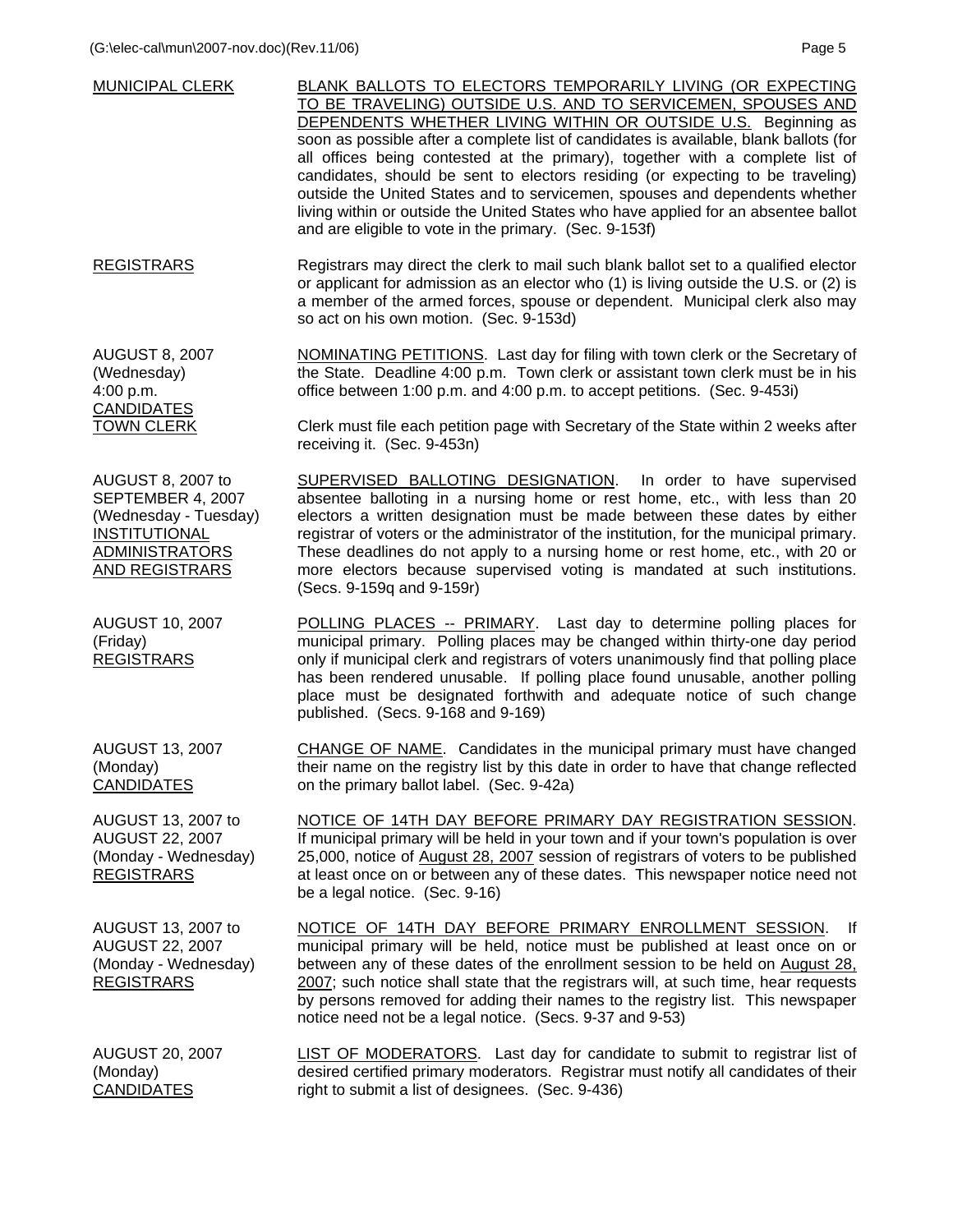| | |
|---|---|
| MUNICIPAL CLERK | BLANK BALLOTS TO ELECTORS TEMPORARILY LIVING (OR EXPECTING TO BE TRAVELING) OUTSIDE U.S. AND TO SERVICEMEN, SPOUSES AND DEPENDENTS WHETHER LIVING WITHIN OR OUTSIDE U.S. Beginning as soon as possible after a complete list of candidates is available, blank ballots (for all offices being contested at the primary), together with a complete list of candidates, should be sent to electors residing (or expecting to be traveling) outside the United States and to servicemen, spouses and dependents whether living within or outside the United States who have applied for an absentee ballot and are eligible to vote in the primary. (Sec. 9-153f) |
| REGISTRARS | Registrars may direct the clerk to mail such blank ballot set to a qualified elector or applicant for admission as an elector who (1) is living outside the U.S. or (2) is a member of the armed forces, spouse or dependent. Municipal clerk also may so act on his own motion. (Sec. 9-153d) |
| AUGUST 8, 2007 (Wednesday) 4:00 p.m. CANDIDATES TOWN CLERK | NOMINATING PETITIONS. Last day for filing with town clerk or the Secretary of the State. Deadline 4:00 p.m. Town clerk or assistant town clerk must be in his office between 1:00 p.m. and 4:00 p.m. to accept petitions. (Sec. 9-453i)<br><br>Clerk must file each petition page with Secretary of the State within 2 weeks after receiving it. (Sec. 9-453n) |
| AUGUST 8, 2007 to SEPTEMBER 4, 2007 (Wednesday - Tuesday) INSTITUTIONAL ADMINISTRATORS AND REGISTRARS | SUPERVISED BALLOTING DESIGNATION. In order to have supervised absentee balloting in a nursing home or rest home, etc., with less than 20 electors a written designation must be made between these dates by either registrar of voters or the administrator of the institution, for the municipal primary. These deadlines do not apply to a nursing home or rest home, etc., with 20 or more electors because supervised voting is mandated at such institutions. (Secs. 9-159q and 9-159r) |
| AUGUST 10, 2007 (Friday) REGISTRARS | POLLING PLACES -- PRIMARY. Last day to determine polling places for municipal primary. Polling places may be changed within thirty-one day period only if municipal clerk and registrars of voters unanimously find that polling place has been rendered unusable. If polling place found unusable, another polling place must be designated forthwith and adequate notice of such change published. (Secs. 9-168 and 9-169) |
| AUGUST 13, 2007 (Monday) CANDIDATES | CHANGE OF NAME. Candidates in the municipal primary must have changed their name on the registry list by this date in order to have that change reflected on the primary ballot label. (Sec. 9-42a) |
| AUGUST 13, 2007 to AUGUST 22, 2007 (Monday - Wednesday) REGISTRARS | NOTICE OF 14TH DAY BEFORE PRIMARY DAY REGISTRATION SESSION. If municipal primary will be held in your town and if your town's population is over 25,000, notice of August 28, 2007 session of registrars of voters to be published at least once on or between any of these dates. This newspaper notice need not be a legal notice. (Sec. 9-16) |
| AUGUST 13, 2007 to AUGUST 22, 2007 (Monday - Wednesday) REGISTRARS | NOTICE OF 14TH DAY BEFORE PRIMARY ENROLLMENT SESSION. If municipal primary will be held, notice must be published at least once on or between any of these dates of the enrollment session to be held on August 28, 2007; such notice shall state that the registrars will, at such time, hear requests by persons removed for adding their names to the registry list. This newspaper notice need not be a legal notice. (Secs. 9-37 and 9-53) |
| AUGUST 20, 2007 (Monday) CANDIDATES | LIST OF MODERATORS. Last day for candidate to submit to registrar list of desired certified primary moderators. Registrar must notify all candidates of their right to submit a list of designees. (Sec. 9-436) |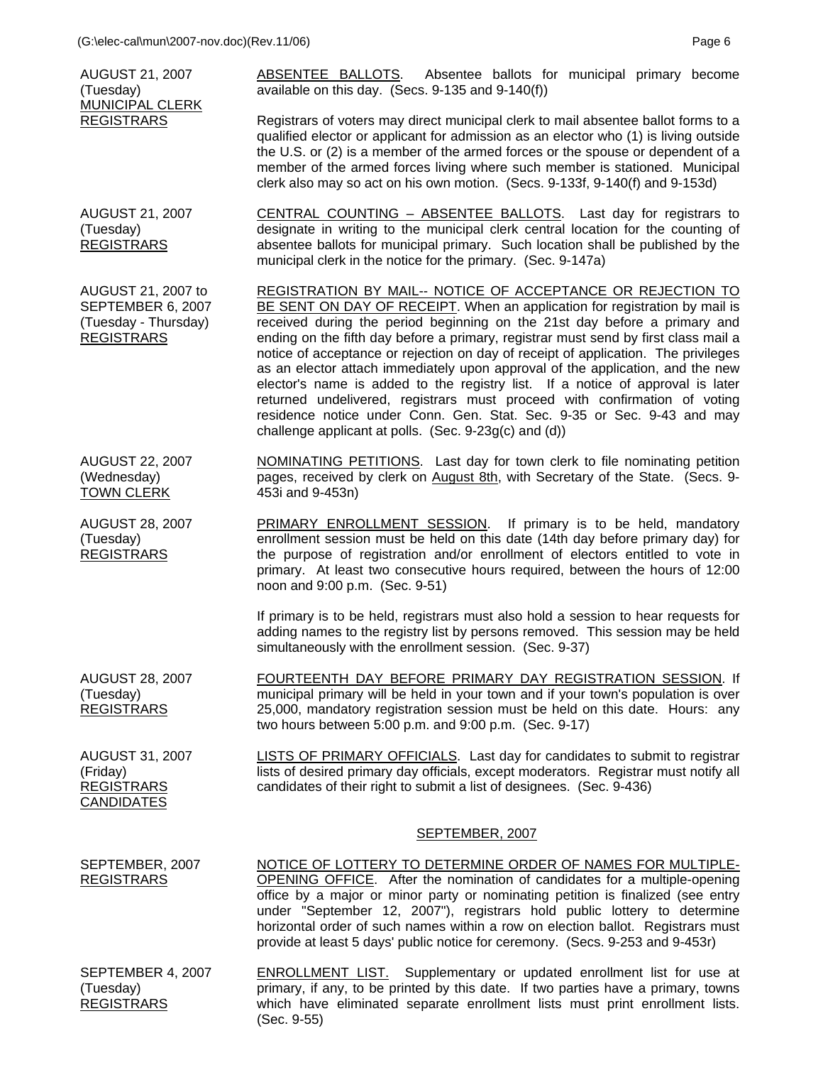| | |
|---|---|
| AUGUST 21, 2007 (Tuesday) MUNICIPAL CLERK REGISTRARS | ABSENTEE BALLOTS. Absentee ballots for municipal primary become available on this day. (Secs. 9-135 and 9-140(f))<br><br>Registrars of voters may direct municipal clerk to mail absentee ballot forms to a qualified elector or applicant for admission as an elector who (1) is living outside the U.S. or (2) is a member of the armed forces or the spouse or dependent of a member of the armed forces living where such member is stationed. Municipal clerk also may so act on his own motion. (Secs. 9-133f, 9-140(f) and 9-153d) |
| AUGUST 21, 2007 (Tuesday) REGISTRARS | CENTRAL COUNTING – ABSENTEE BALLOTS. Last day for registrars to designate in writing to the municipal clerk central location for the counting of absentee ballots for municipal primary. Such location shall be published by the municipal clerk in the notice for the primary. (Sec. 9-147a) |
| AUGUST 21, 2007 to SEPTEMBER 6, 2007 (Tuesday - Thursday) REGISTRARS | REGISTRATION BY MAIL-- NOTICE OF ACCEPTANCE OR REJECTION TO BE SENT ON DAY OF RECEIPT. When an application for registration by mail is received during the period beginning on the 21st day before a primary and ending on the fifth day before a primary, registrar must send by first class mail a notice of acceptance or rejection on day of receipt of application. The privileges as an elector attach immediately upon approval of the application, and the new elector's name is added to the registry list. If a notice of approval is later returned undelivered, registrars must proceed with confirmation of voting residence notice under Conn. Gen. Stat. Sec. 9-35 or Sec. 9-43 and may challenge applicant at polls. (Sec. 9-23g(c) and (d)) |
| AUGUST 22, 2007 (Wednesday) TOWN CLERK | NOMINATING PETITIONS. Last day for town clerk to file nominating petition pages, received by clerk on August 8th, with Secretary of the State. (Secs. 9-453i and 9-453n) |
| AUGUST 28, 2007 (Tuesday) REGISTRARS | PRIMARY ENROLLMENT SESSION. If primary is to be held, mandatory enrollment session must be held on this date (14th day before primary day) for the purpose of registration and/or enrollment of electors entitled to vote in primary. At least two consecutive hours required, between the hours of 12:00 noon and 9:00 p.m. (Sec. 9-51)<br><br>If primary is to be held, registrars must also hold a session to hear requests for adding names to the registry list by persons removed. This session may be held simultaneously with the enrollment session. (Sec. 9-37) |
| AUGUST 28, 2007 (Tuesday) REGISTRARS | FOURTEENTH DAY BEFORE PRIMARY DAY REGISTRATION SESSION. If municipal primary will be held in your town and if your town's population is over 25,000, mandatory registration session must be held on this date. Hours: any two hours between 5:00 p.m. and 9:00 p.m. (Sec. 9-17) |
| AUGUST 31, 2007 (Friday) REGISTRARS CANDIDATES | LISTS OF PRIMARY OFFICIALS. Last day for candidates to submit to registrar lists of desired primary day officials, except moderators. Registrar must notify all candidates of their right to submit a list of designees. (Sec. 9-436) |

## SEPTEMBER, 2007

| | |
|---|---|
| SEPTEMBER, 2007 REGISTRARS | NOTICE OF LOTTERY TO DETERMINE ORDER OF NAMES FOR MULTIPLE-OPENING OFFICE. After the nomination of candidates for a multiple-opening office by a major or minor party or nominating petition is finalized (see entry under "September 12, 2007"), registrars hold public lottery to determine horizontal order of such names within a row on election ballot. Registrars must provide at least 5 days' public notice for ceremony. (Secs. 9-253 and 9-453r) |
| SEPTEMBER 4, 2007 (Tuesday) REGISTRARS | ENROLLMENT LIST. Supplementary or updated enrollment list for use at primary, if any, to be printed by this date. If two parties have a primary, towns which have eliminated separate enrollment lists must print enrollment lists. (Sec. 9-55) |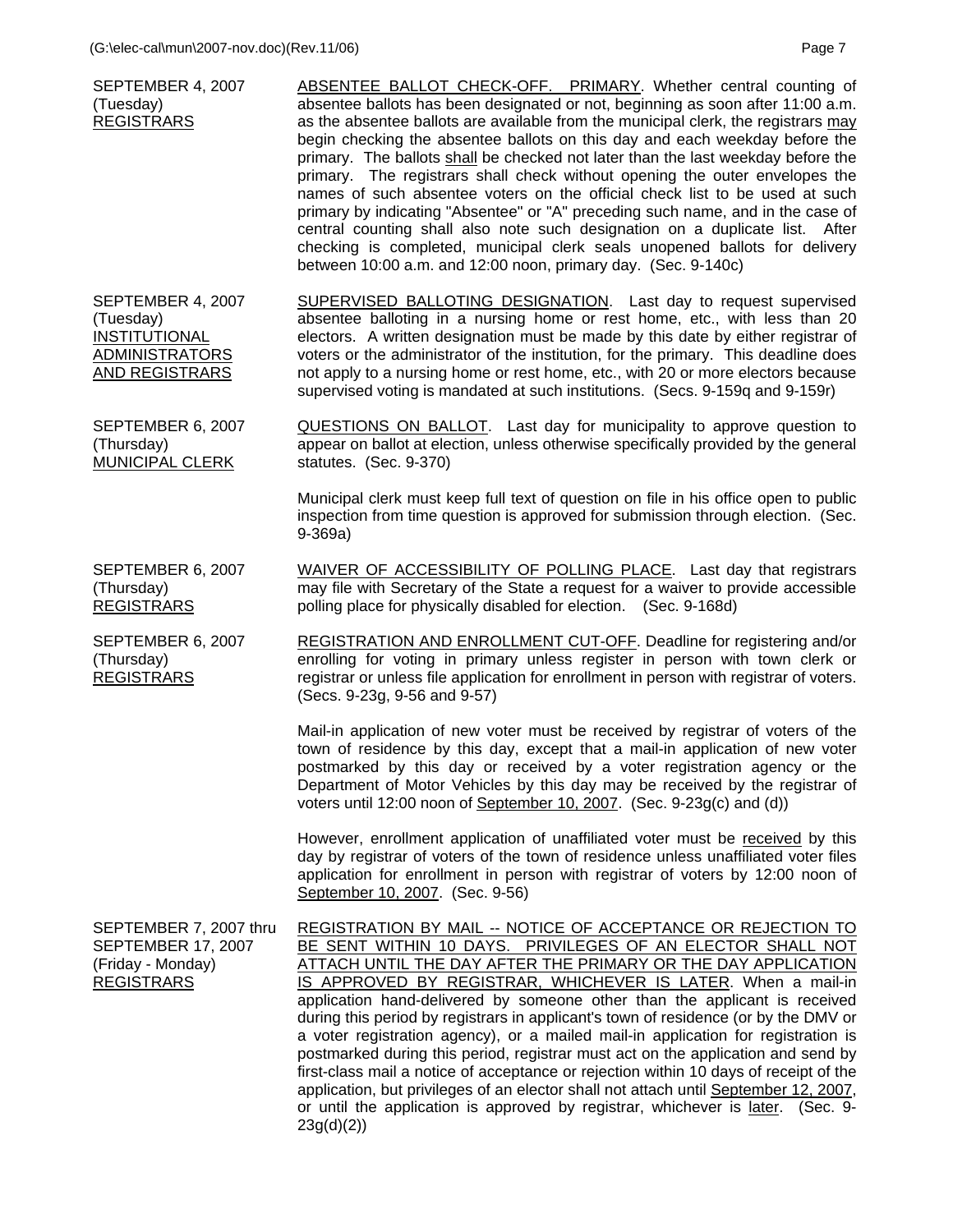| | |
|---|---|
| SEPTEMBER 4, 2007 (Tuesday) REGISTRARS | ABSENTEE BALLOT CHECK-OFF. PRIMARY. Whether central counting of absentee ballots has been designated or not, beginning as soon after 11:00 a.m. as the absentee ballots are available from the municipal clerk, the registrars may begin checking the absentee ballots on this day and each weekday before the primary. The ballots shall be checked not later than the last weekday before the primary. The registrars shall check without opening the outer envelopes the names of such absentee voters on the official check list to be used at such primary by indicating "Absentee" or "A" preceding such name, and in the case of central counting shall also note such designation on a duplicate list. After checking is completed, municipal clerk seals unopened ballots for delivery between 10:00 a.m. and 12:00 noon, primary day. (Sec. 9-140c) |
| SEPTEMBER 4, 2007 (Tuesday) INSTITUTIONAL ADMINISTRATORS AND REGISTRARS | SUPERVISED BALLOTING DESIGNATION. Last day to request supervised absentee balloting in a nursing home or rest home, etc., with less than 20 electors. A written designation must be made by this date by either registrar of voters or the administrator of the institution, for the primary. This deadline does not apply to a nursing home or rest home, etc., with 20 or more electors because supervised voting is mandated at such institutions. (Secs. 9-159q and 9-159r) |
| SEPTEMBER 6, 2007 (Thursday) MUNICIPAL CLERK | QUESTIONS ON BALLOT. Last day for municipality to approve question to appear on ballot at election, unless otherwise specifically provided by the general statutes. (Sec. 9-370)<br><br>Municipal clerk must keep full text of question on file in his office open to public inspection from time question is approved for submission through election. (Sec. 9-369a) |
| SEPTEMBER 6, 2007 (Thursday) REGISTRARS | WAIVER OF ACCESSIBILITY OF POLLING PLACE. Last day that registrars may file with Secretary of the State a request for a waiver to provide accessible polling place for physically disabled for election. (Sec. 9-168d) |
| SEPTEMBER 6, 2007 (Thursday) REGISTRARS | REGISTRATION AND ENROLLMENT CUT-OFF. Deadline for registering and/or enrolling for voting in primary unless register in person with town clerk or registrar or unless file application for enrollment in person with registrar of voters. (Secs. 9-23g, 9-56 and 9-57)<br><br>Mail-in application of new voter must be received by registrar of voters of the town of residence by this day, except that a mail-in application of new voter postmarked by this day or received by a voter registration agency or the Department of Motor Vehicles by this day may be received by the registrar of voters until 12:00 noon of September 10, 2007. (Sec. 9-23g(c) and (d))<br><br>However, enrollment application of unaffiliated voter must be received by this day by registrar of voters of the town of residence unless unaffiliated voter files application for enrollment in person with registrar of voters by 12:00 noon of September 10, 2007. (Sec. 9-56) |
| SEPTEMBER 7, 2007 thru SEPTEMBER 17, 2007 (Friday - Monday) REGISTRARS | REGISTRATION BY MAIL -- NOTICE OF ACCEPTANCE OR REJECTION TO BE SENT WITHIN 10 DAYS. PRIVILEGES OF AN ELECTOR SHALL NOT ATTACH UNTIL THE DAY AFTER THE PRIMARY OR THE DAY APPLICATION IS APPROVED BY REGISTRAR, WHICHEVER IS LATER. When a mail-in application hand-delivered by someone other than the applicant is received during this period by registrars in applicant's town of residence (or by the DMV or a voter registration agency), or a mailed mail-in application for registration is postmarked during this period, registrar must act on the application and send by first-class mail a notice of acceptance or rejection within 10 days of receipt of the application, but privileges of an elector shall not attach until September 12, 2007, or until the application is approved by registrar, whichever is later. (Sec. 9-23g(d)(2)) |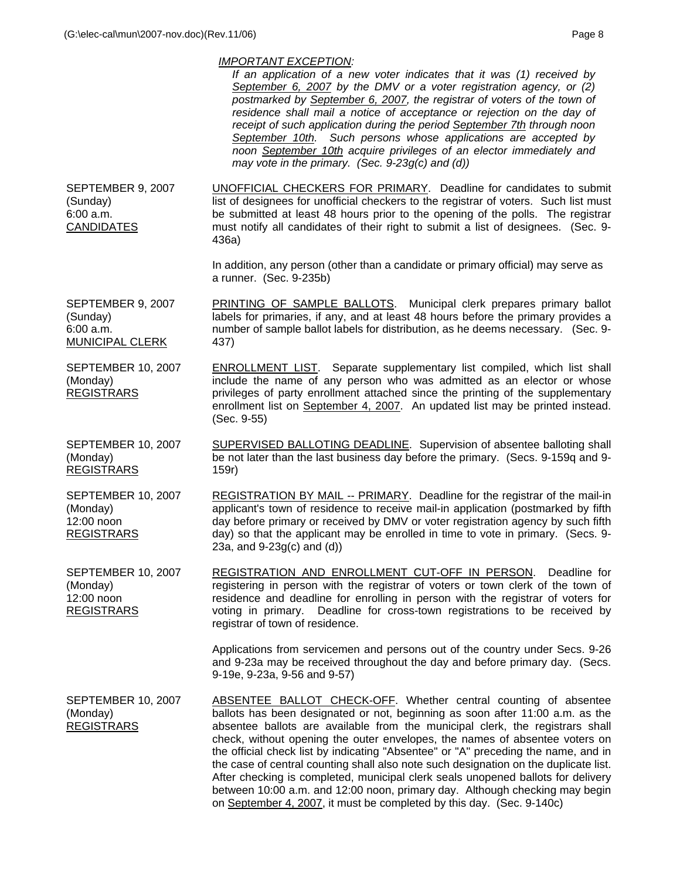*IMPORTANT EXCEPTION:*

*If an application of a new voter indicates that it was (1) received by September 6, 2007 by the DMV or a voter registration agency, or (2) postmarked by September 6, 2007, the registrar of voters of the town of residence shall mail a notice of acceptance or rejection on the day of receipt of such application during the period September 7th through noon September 10th. Such persons whose applications are accepted by noon September 10th acquire privileges of an elector immediately and may vote in the primary. (Sec. 9-23g(c) and (d))*

| | |
|---|---|
| SEPTEMBER 9, 2007 (Sunday) 6:00 a.m. CANDIDATES | UNOFFICIAL CHECKERS FOR PRIMARY. Deadline for candidates to submit list of designees for unofficial checkers to the registrar of voters. Such list must be submitted at least 48 hours prior to the opening of the polls. The registrar must notify all candidates of their right to submit a list of designees. (Sec. 9-436a)<br><br>In addition, any person (other than a candidate or primary official) may serve as a runner. (Sec. 9-235b) |
| SEPTEMBER 9, 2007 (Sunday) 6:00 a.m. MUNICIPAL CLERK | PRINTING OF SAMPLE BALLOTS. Municipal clerk prepares primary ballot labels for primaries, if any, and at least 48 hours before the primary provides a number of sample ballot labels for distribution, as he deems necessary. (Sec. 9-437) |
| SEPTEMBER 10, 2007 (Monday) REGISTRARS | ENROLLMENT LIST. Separate supplementary list compiled, which list shall include the name of any person who was admitted as an elector or whose privileges of party enrollment attached since the printing of the supplementary enrollment list on September 4, 2007. An updated list may be printed instead. (Sec. 9-55) |
| SEPTEMBER 10, 2007 (Monday) REGISTRARS | SUPERVISED BALLOTING DEADLINE. Supervision of absentee balloting shall be not later than the last business day before the primary. (Secs. 9-159q and 9-159r) |
| SEPTEMBER 10, 2007 (Monday) 12:00 noon REGISTRARS | REGISTRATION BY MAIL -- PRIMARY. Deadline for the registrar of the mail-in applicant's town of residence to receive mail-in application (postmarked by fifth day before primary or received by DMV or voter registration agency by such fifth day) so that the applicant may be enrolled in time to vote in primary. (Secs. 9-23a, and 9-23g(c) and (d)) |
| SEPTEMBER 10, 2007 (Monday) 12:00 noon REGISTRARS | REGISTRATION AND ENROLLMENT CUT-OFF IN PERSON. Deadline for registering in person with the registrar of voters or town clerk of the town of residence and deadline for enrolling in person with the registrar of voters for voting in primary. Deadline for cross-town registrations to be received by registrar of town of residence.<br><br>Applications from servicemen and persons out of the country under Secs. 9-26 and 9-23a may be received throughout the day and before primary day. (Secs. 9-19e, 9-23a, 9-56 and 9-57) |
| SEPTEMBER 10, 2007 (Monday) REGISTRARS | ABSENTEE BALLOT CHECK-OFF. Whether central counting of absentee ballots has been designated or not, beginning as soon after 11:00 a.m. as the absentee ballots are available from the municipal clerk, the registrars shall check, without opening the outer envelopes, the names of absentee voters on the official check list by indicating "Absentee" or "A" preceding the name, and in the case of central counting shall also note such designation on the duplicate list. After checking is completed, municipal clerk seals unopened ballots for delivery between 10:00 a.m. and 12:00 noon, primary day. Although checking may begin on September 4, 2007, it must be completed by this day. (Sec. 9-140c) |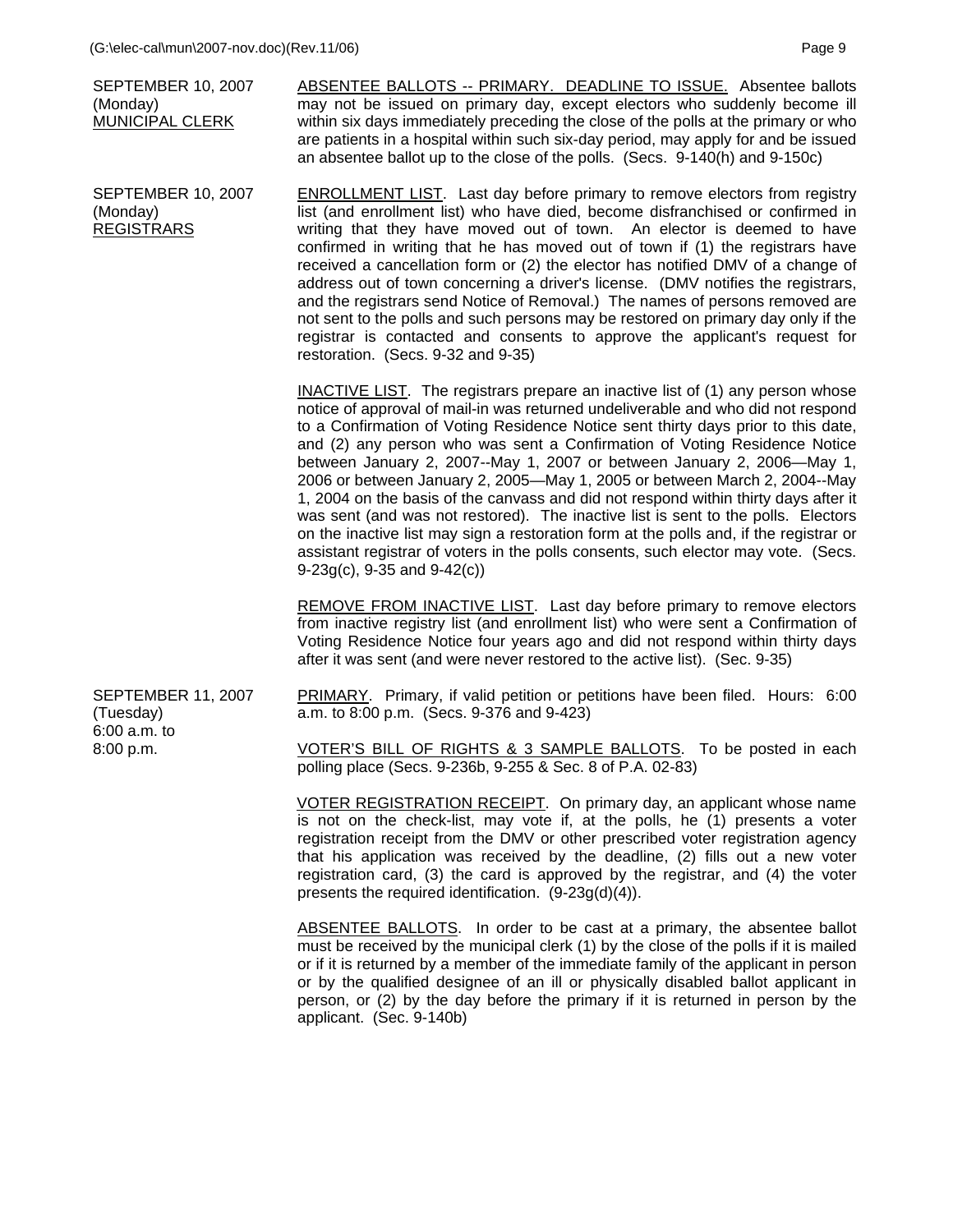| | |
|---|---|
| SEPTEMBER 10, 2007 (Monday) <u>MUNICIPAL CLERK</u> | <u>ABSENTEE BALLOTS -- PRIMARY. DEADLINE TO ISSUE.</u> Absentee ballots may not be issued on primary day, except electors who suddenly become ill within six days immediately preceding the close of the polls at the primary or who are patients in a hospital within such six-day period, may apply for and be issued an absentee ballot up to the close of the polls. (Secs. 9-140(h) and 9-150c) |
| SEPTEMBER 10, 2007 (Monday) <u>REGISTRARS</u> | <u>ENROLLMENT LIST</u>. Last day before primary to remove electors from registry list (and enrollment list) who have died, become disfranchised or confirmed in writing that they have moved out of town. An elector is deemed to have confirmed in writing that he has moved out of town if (1) the registrars have received a cancellation form or (2) the elector has notified DMV of a change of address out of town concerning a driver's license. (DMV notifies the registrars, and the registrars send Notice of Removal.) The names of persons removed are not sent to the polls and such persons may be restored on primary day only if the registrar is contacted and consents to approve the applicant's request for restoration. (Secs. 9-32 and 9-35)<br><br><u>INACTIVE LIST</u>. The registrars prepare an inactive list of (1) any person whose notice of approval of mail-in was returned undeliverable and who did not respond to a Confirmation of Voting Residence Notice sent thirty days prior to this date, and (2) any person who was sent a Confirmation of Voting Residence Notice between January 2, 2007--May 1, 2007 or between January 2, 2006—May 1, 2006 or between January 2, 2005—May 1, 2005 or between March 2, 2004--May 1, 2004 on the basis of the canvass and did not respond within thirty days after it was sent (and was not restored). The inactive list is sent to the polls. Electors on the inactive list may sign a restoration form at the polls and, if the registrar or assistant registrar of voters in the polls consents, such elector may vote. (Secs. 9-23g(c), 9-35 and 9-42(c))<br><br><u>REMOVE FROM INACTIVE LIST</u>. Last day before primary to remove electors from inactive registry list (and enrollment list) who were sent a Confirmation of Voting Residence Notice four years ago and did not respond within thirty days after it was sent (and were never restored to the active list). (Sec. 9-35) |
| SEPTEMBER 11, 2007 (Tuesday) 6:00 a.m. to 8:00 p.m. | <u>PRIMARY</u>. Primary, if valid petition or petitions have been filed. Hours: 6:00 a.m. to 8:00 p.m. (Secs. 9-376 and 9-423)<br><br><u>VOTER'S BILL OF RIGHTS & 3 SAMPLE BALLOTS</u>. To be posted in each polling place (Secs. 9-236b, 9-255 & Sec. 8 of P.A. 02-83)<br><br><u>VOTER REGISTRATION RECEIPT</u>. On primary day, an applicant whose name is not on the check-list, may vote if, at the polls, he (1) presents a voter registration receipt from the DMV or other prescribed voter registration agency that his application was received by the deadline, (2) fills out a new voter registration card, (3) the card is approved by the registrar, and (4) the voter presents the required identification. (9-23g(d)(4)).<br><br><u>ABSENTEE BALLOTS</u>. In order to be cast at a primary, the absentee ballot must be received by the municipal clerk (1) by the close of the polls if it is mailed or if it is returned by a member of the immediate family of the applicant in person or by the qualified designee of an ill or physically disabled ballot applicant in person, or (2) by the day before the primary if it is returned in person by the applicant. (Sec. 9-140b) |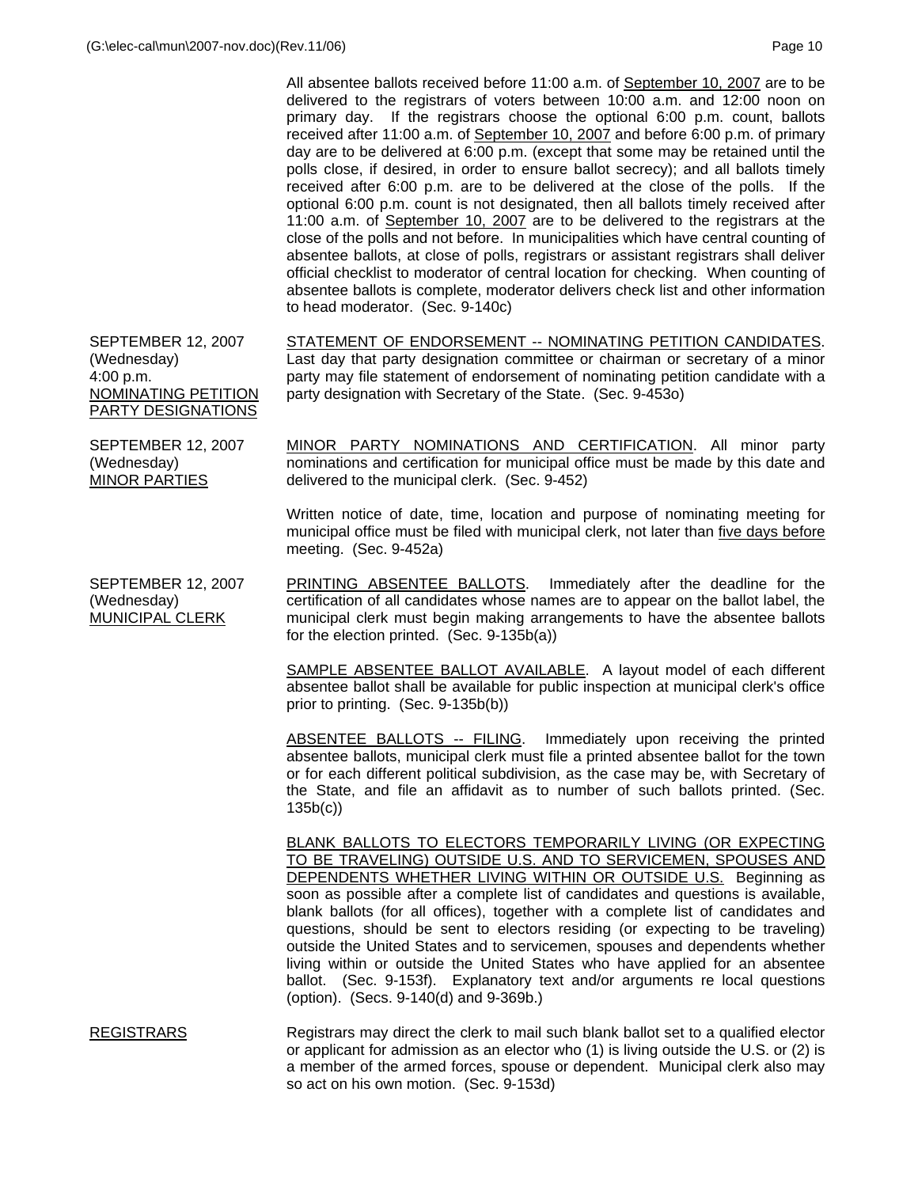All absentee ballots received before 11:00 a.m. of September 10, 2007 are to be delivered to the registrars of voters between 10:00 a.m. and 12:00 noon on primary day. If the registrars choose the optional 6:00 p.m. count, ballots received after 11:00 a.m. of September 10, 2007 and before 6:00 p.m. of primary day are to be delivered at 6:00 p.m. (except that some may be retained until the polls close, if desired, in order to ensure ballot secrecy); and all ballots timely received after 6:00 p.m. are to be delivered at the close of the polls. If the optional 6:00 p.m. count is not designated, then all ballots timely received after 11:00 a.m. of September 10, 2007 are to be delivered to the registrars at the close of the polls and not before. In municipalities which have central counting of absentee ballots, at close of polls, registrars or assistant registrars shall deliver official checklist to moderator of central location for checking. When counting of absentee ballots is complete, moderator delivers check list and other information to head moderator. (Sec. 9-140c)

**SEPTEMBER 12, 2007 (Wednesday) 4:00 p.m. NOMINATING PETITION PARTY DESIGNATIONS**

STATEMENT OF ENDORSEMENT -- NOMINATING PETITION CANDIDATES. Last day that party designation committee or chairman or secretary of a minor party may file statement of endorsement of nominating petition candidate with a party designation with Secretary of the State. (Sec. 9-453o)

**SEPTEMBER 12, 2007 (Wednesday) MINOR PARTIES**

MINOR PARTY NOMINATIONS AND CERTIFICATION. All minor party nominations and certification for municipal office must be made by this date and delivered to the municipal clerk. (Sec. 9-452)

Written notice of date, time, location and purpose of nominating meeting for municipal office must be filed with municipal clerk, not later than five days before meeting. (Sec. 9-452a)

**SEPTEMBER 12, 2007 (Wednesday) MUNICIPAL CLERK**

PRINTING ABSENTEE BALLOTS. Immediately after the deadline for the certification of all candidates whose names are to appear on the ballot label, the municipal clerk must begin making arrangements to have the absentee ballots for the election printed. (Sec. 9-135b(a))

SAMPLE ABSENTEE BALLOT AVAILABLE. A layout model of each different absentee ballot shall be available for public inspection at municipal clerk's office prior to printing. (Sec. 9-135b(b))

ABSENTEE BALLOTS -- FILING. Immediately upon receiving the printed absentee ballots, municipal clerk must file a printed absentee ballot for the town or for each different political subdivision, as the case may be, with Secretary of the State, and file an affidavit as to number of such ballots printed. (Sec. 135b(c))

BLANK BALLOTS TO ELECTORS TEMPORARILY LIVING (OR EXPECTING TO BE TRAVELING) OUTSIDE U.S. AND TO SERVICEMEN, SPOUSES AND DEPENDENTS WHETHER LIVING WITHIN OR OUTSIDE U.S. Beginning as soon as possible after a complete list of candidates and questions is available, blank ballots (for all offices), together with a complete list of candidates and questions, should be sent to electors residing (or expecting to be traveling) outside the United States and to servicemen, spouses and dependents whether living within or outside the United States who have applied for an absentee ballot. (Sec. 9-153f). Explanatory text and/or arguments re local questions (option). (Secs. 9-140(d) and 9-369b.)

**REGISTRARS**

Registrars may direct the clerk to mail such blank ballot set to a qualified elector or applicant for admission as an elector who (1) is living outside the U.S. or (2) is a member of the armed forces, spouse or dependent. Municipal clerk also may so act on his own motion. (Sec. 9-153d)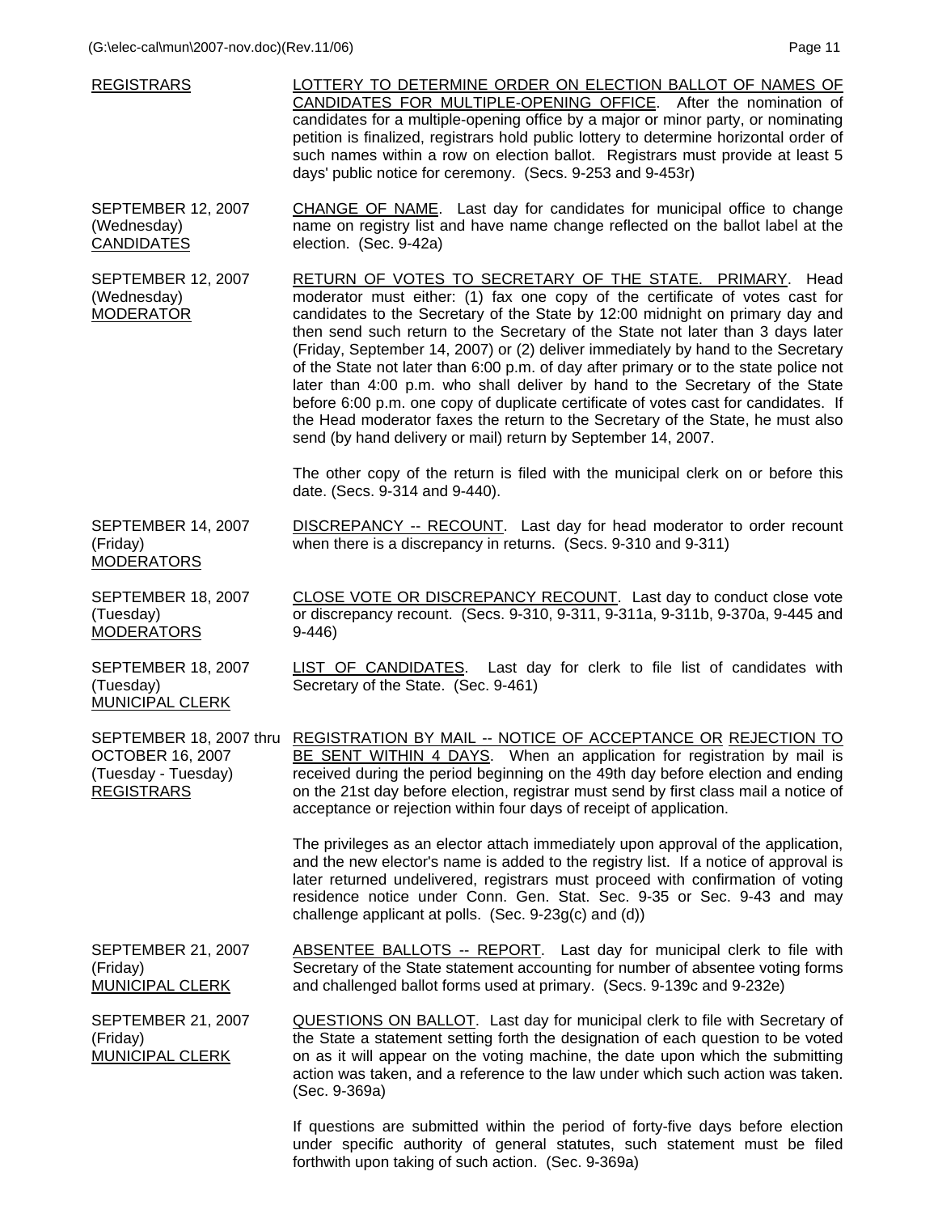| | |
|---|---|
| <u>REGISTRARS</u> | <u>LOTTERY TO DETERMINE ORDER ON ELECTION BALLOT OF NAMES OF CANDIDATES FOR MULTIPLE-OPENING OFFICE</u>. After the nomination of candidates for a multiple-opening office by a major or minor party, or nominating petition is finalized, registrars hold public lottery to determine horizontal order of such names within a row on election ballot. Registrars must provide at least 5 days' public notice for ceremony. (Secs. 9-253 and 9-453r) |
| SEPTEMBER 12, 2007 (Wednesday) <u>CANDIDATES</u> | <u>CHANGE OF NAME</u>. Last day for candidates for municipal office to change name on registry list and have name change reflected on the ballot label at the election. (Sec. 9-42a) |
| SEPTEMBER 12, 2007 (Wednesday) <u>MODERATOR</u> | <u>RETURN OF VOTES TO SECRETARY OF THE STATE. PRIMARY</u>. Head moderator must either: (1) fax one copy of the certificate of votes cast for candidates to the Secretary of the State by 12:00 midnight on primary day and then send such return to the Secretary of the State not later than 3 days later (Friday, September 14, 2007) or (2) deliver immediately by hand to the Secretary of the State not later than 6:00 p.m. of day after primary or to the state police not later than 4:00 p.m. who shall deliver by hand to the Secretary of the State before 6:00 p.m. one copy of duplicate certificate of votes cast for candidates. If the Head moderator faxes the return to the Secretary of the State, he must also send (by hand delivery or mail) return by September 14, 2007.<br><br>The other copy of the return is filed with the municipal clerk on or before this date. (Secs. 9-314 and 9-440). |
| SEPTEMBER 14, 2007 (Friday) <u>MODERATORS</u> | <u>DISCREPANCY -- RECOUNT</u>. Last day for head moderator to order recount when there is a discrepancy in returns. (Secs. 9-310 and 9-311) |
| SEPTEMBER 18, 2007 (Tuesday) <u>MODERATORS</u> | <u>CLOSE VOTE OR DISCREPANCY RECOUNT</u>. Last day to conduct close vote or discrepancy recount. (Secs. 9-310, 9-311, 9-311a, 9-311b, 9-370a, 9-445 and 9-446) |
| SEPTEMBER 18, 2007 (Tuesday) <u>MUNICIPAL CLERK</u> | <u>LIST OF CANDIDATES</u>. Last day for clerk to file list of candidates with Secretary of the State. (Sec. 9-461) |
| SEPTEMBER 18, 2007 thru OCTOBER 16, 2007 (Tuesday - Tuesday) <u>REGISTRARS</u> | <u>REGISTRATION BY MAIL -- NOTICE OF ACCEPTANCE OR REJECTION TO BE SENT WITHIN 4 DAYS</u>. When an application for registration by mail is received during the period beginning on the 49th day before election and ending on the 21st day before election, registrar must send by first class mail a notice of acceptance or rejection within four days of receipt of application.<br><br>The privileges as an elector attach immediately upon approval of the application, and the new elector's name is added to the registry list. If a notice of approval is later returned undelivered, registrars must proceed with confirmation of voting residence notice under Conn. Gen. Stat. Sec. 9-35 or Sec. 9-43 and may challenge applicant at polls. (Sec. 9-23g(c) and (d)) |
| SEPTEMBER 21, 2007 (Friday) <u>MUNICIPAL CLERK</u> | <u>ABSENTEE BALLOTS -- REPORT</u>. Last day for municipal clerk to file with Secretary of the State statement accounting for number of absentee voting forms and challenged ballot forms used at primary. (Secs. 9-139c and 9-232e) |
| SEPTEMBER 21, 2007 (Friday) <u>MUNICIPAL CLERK</u> | <u>QUESTIONS ON BALLOT</u>. Last day for municipal clerk to file with Secretary of the State a statement setting forth the designation of each question to be voted on as it will appear on the voting machine, the date upon which the submitting action was taken, and a reference to the law under which such action was taken. (Sec. 9-369a)<br><br>If questions are submitted within the period of forty-five days before election under specific authority of general statutes, such statement must be filed forthwith upon taking of such action. (Sec. 9-369a) |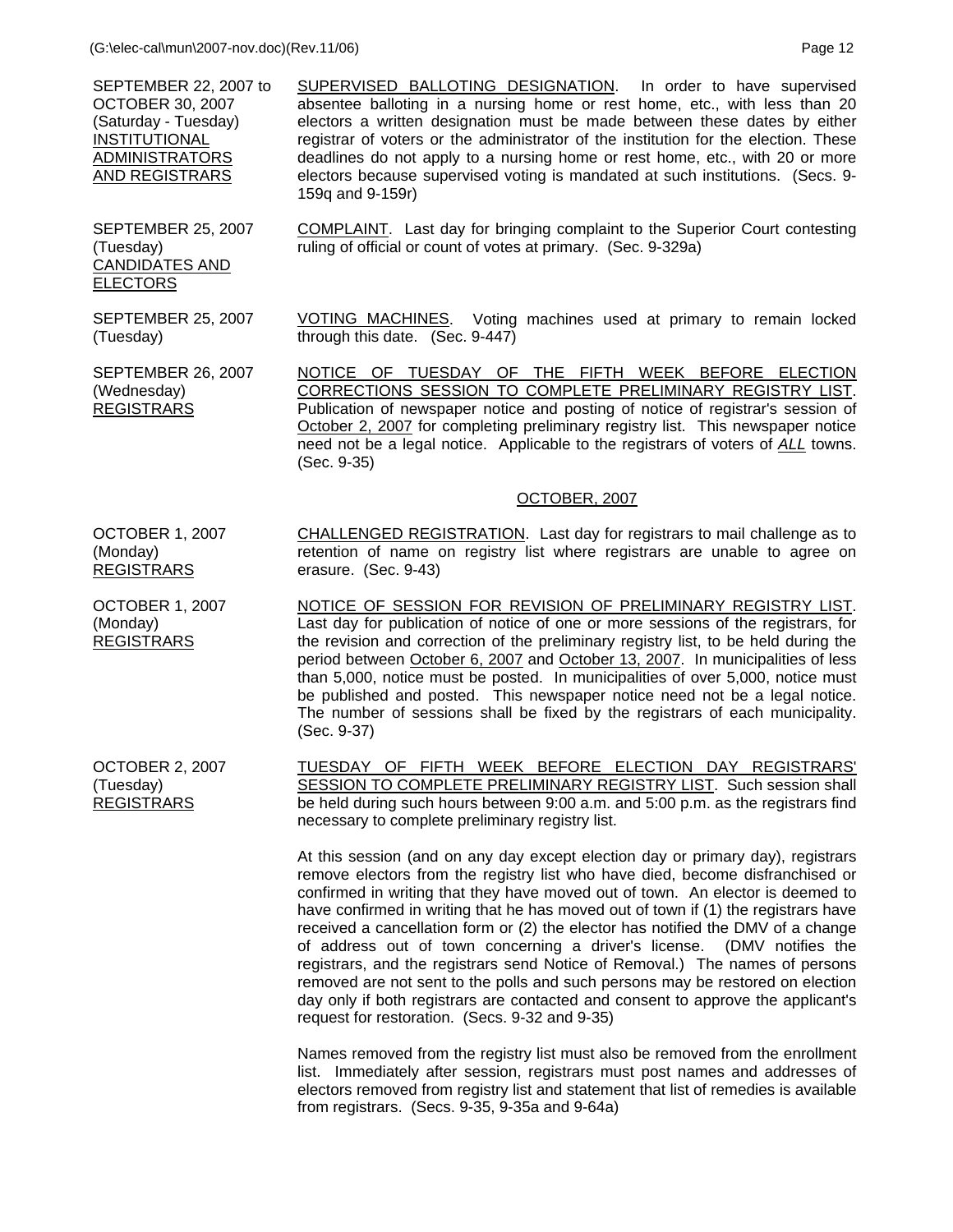SEPTEMBER 22, 2007 to OCTOBER 30, 2007 (Saturday - Tuesday) INSTITUTIONAL ADMINISTRATORS AND REGISTRARS

SUPERVISED BALLOTING DESIGNATION. In order to have supervised absentee balloting in a nursing home or rest home, etc., with less than 20 electors a written designation must be made between these dates by either registrar of voters or the administrator of the institution for the election. These deadlines do not apply to a nursing home or rest home, etc., with 20 or more electors because supervised voting is mandated at such institutions. (Secs. 9-159q and 9-159r)

SEPTEMBER 25, 2007 (Tuesday) CANDIDATES AND ELECTORS

COMPLAINT. Last day for bringing complaint to the Superior Court contesting ruling of official or count of votes at primary. (Sec. 9-329a)

SEPTEMBER 25, 2007 (Tuesday)

VOTING MACHINES. Voting machines used at primary to remain locked through this date. (Sec. 9-447)

SEPTEMBER 26, 2007 (Wednesday) REGISTRARS

NOTICE OF TUESDAY OF THE FIFTH WEEK BEFORE ELECTION CORRECTIONS SESSION TO COMPLETE PRELIMINARY REGISTRY LIST. Publication of newspaper notice and posting of notice of registrar's session of October 2, 2007 for completing preliminary registry list. This newspaper notice need not be a legal notice. Applicable to the registrars of voters of *ALL* towns. (Sec. 9-35)

## OCTOBER, 2007

OCTOBER 1, 2007 (Monday) REGISTRARS

CHALLENGED REGISTRATION. Last day for registrars to mail challenge as to retention of name on registry list where registrars are unable to agree on erasure. (Sec. 9-43)

OCTOBER 1, 2007 (Monday) REGISTRARS

NOTICE OF SESSION FOR REVISION OF PRELIMINARY REGISTRY LIST. Last day for publication of notice of one or more sessions of the registrars, for the revision and correction of the preliminary registry list, to be held during the period between October 6, 2007 and October 13, 2007. In municipalities of less than 5,000, notice must be posted. In municipalities of over 5,000, notice must be published and posted. This newspaper notice need not be a legal notice. The number of sessions shall be fixed by the registrars of each municipality. (Sec. 9-37)

OCTOBER 2, 2007 (Tuesday) REGISTRARS

TUESDAY OF FIFTH WEEK BEFORE ELECTION DAY REGISTRARS' SESSION TO COMPLETE PRELIMINARY REGISTRY LIST. Such session shall be held during such hours between 9:00 a.m. and 5:00 p.m. as the registrars find necessary to complete preliminary registry list.

At this session (and on any day except election day or primary day), registrars remove electors from the registry list who have died, become disfranchised or confirmed in writing that they have moved out of town. An elector is deemed to have confirmed in writing that he has moved out of town if (1) the registrars have received a cancellation form or (2) the elector has notified the DMV of a change of address out of town concerning a driver's license. (DMV notifies the registrars, and the registrars send Notice of Removal.) The names of persons removed are not sent to the polls and such persons may be restored on election day only if both registrars are contacted and consent to approve the applicant's request for restoration. (Secs. 9-32 and 9-35)

Names removed from the registry list must also be removed from the enrollment list. Immediately after session, registrars must post names and addresses of electors removed from registry list and statement that list of remedies is available from registrars. (Secs. 9-35, 9-35a and 9-64a)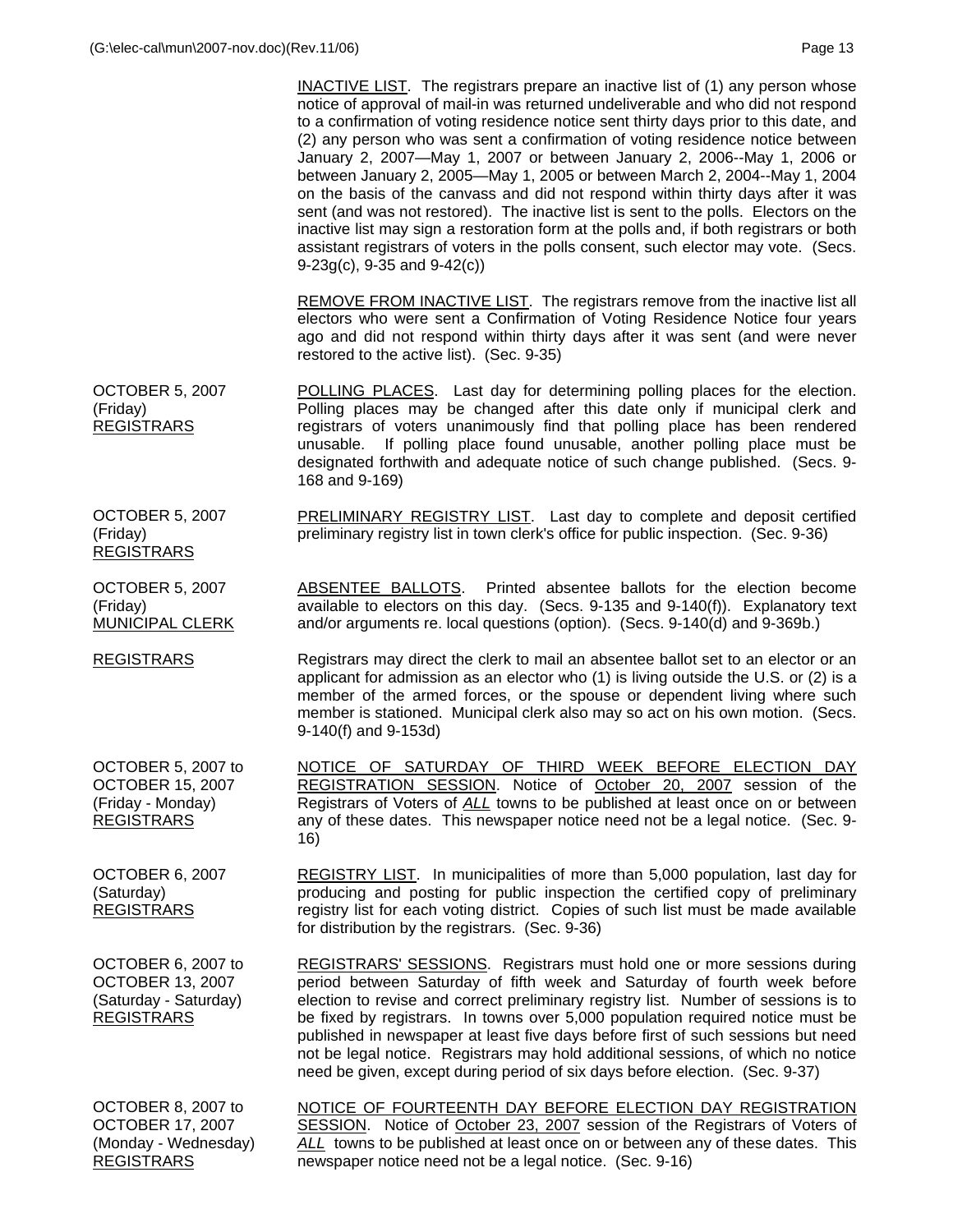INACTIVE LIST. The registrars prepare an inactive list of (1) any person whose notice of approval of mail-in was returned undeliverable and who did not respond to a confirmation of voting residence notice sent thirty days prior to this date, and (2) any person who was sent a confirmation of voting residence notice between January 2, 2007—May 1, 2007 or between January 2, 2006--May 1, 2006 or between January 2, 2005—May 1, 2005 or between March 2, 2004--May 1, 2004 on the basis of the canvass and did not respond within thirty days after it was sent (and was not restored). The inactive list is sent to the polls. Electors on the inactive list may sign a restoration form at the polls and, if both registrars or both assistant registrars of voters in the polls consent, such elector may vote. (Secs. 9-23g(c), 9-35 and 9-42(c))

REMOVE FROM INACTIVE LIST. The registrars remove from the inactive list all electors who were sent a Confirmation of Voting Residence Notice four years ago and did not respond within thirty days after it was sent (and were never restored to the active list). (Sec. 9-35)

| | |
|---|---|
| OCTOBER 5, 2007 (Friday) REGISTRARS | POLLING PLACES. Last day for determining polling places for the election. Polling places may be changed after this date only if municipal clerk and registrars of voters unanimously find that polling place has been rendered unusable. If polling place found unusable, another polling place must be designated forthwith and adequate notice of such change published. (Secs. 9-168 and 9-169) |
| OCTOBER 5, 2007 (Friday) REGISTRARS | PRELIMINARY REGISTRY LIST. Last day to complete and deposit certified preliminary registry list in town clerk's office for public inspection. (Sec. 9-36) |
| OCTOBER 5, 2007 (Friday) MUNICIPAL CLERK | ABSENTEE BALLOTS. Printed absentee ballots for the election become available to electors on this day. (Secs. 9-135 and 9-140(f)). Explanatory text and/or arguments re. local questions (option). (Secs. 9-140(d) and 9-369b.) |
| REGISTRARS | Registrars may direct the clerk to mail an absentee ballot set to an elector or an applicant for admission as an elector who (1) is living outside the U.S. or (2) is a member of the armed forces, or the spouse or dependent living where such member is stationed. Municipal clerk also may so act on his own motion. (Secs. 9-140(f) and 9-153d) |
| OCTOBER 5, 2007 to OCTOBER 15, 2007 (Friday - Monday) REGISTRARS | NOTICE OF SATURDAY OF THIRD WEEK BEFORE ELECTION DAY REGISTRATION SESSION. Notice of October 20, 2007 session of the Registrars of Voters of *ALL* towns to be published at least once on or between any of these dates. This newspaper notice need not be a legal notice. (Sec. 9-16) |
| OCTOBER 6, 2007 (Saturday) REGISTRARS | REGISTRY LIST. In municipalities of more than 5,000 population, last day for producing and posting for public inspection the certified copy of preliminary registry list for each voting district. Copies of such list must be made available for distribution by the registrars. (Sec. 9-36) |
| OCTOBER 6, 2007 to OCTOBER 13, 2007 (Saturday - Saturday) REGISTRARS | REGISTRARS' SESSIONS. Registrars must hold one or more sessions during period between Saturday of fifth week and Saturday of fourth week before election to revise and correct preliminary registry list. Number of sessions is to be fixed by registrars. In towns over 5,000 population required notice must be published in newspaper at least five days before first of such sessions but need not be legal notice. Registrars may hold additional sessions, of which no notice need be given, except during period of six days before election. (Sec. 9-37) |
| OCTOBER 8, 2007 to OCTOBER 17, 2007 (Monday - Wednesday) REGISTRARS | NOTICE OF FOURTEENTH DAY BEFORE ELECTION DAY REGISTRATION SESSION. Notice of October 23, 2007 session of the Registrars of Voters of *ALL* towns to be published at least once on or between any of these dates. This newspaper notice need not be a legal notice. (Sec. 9-16) |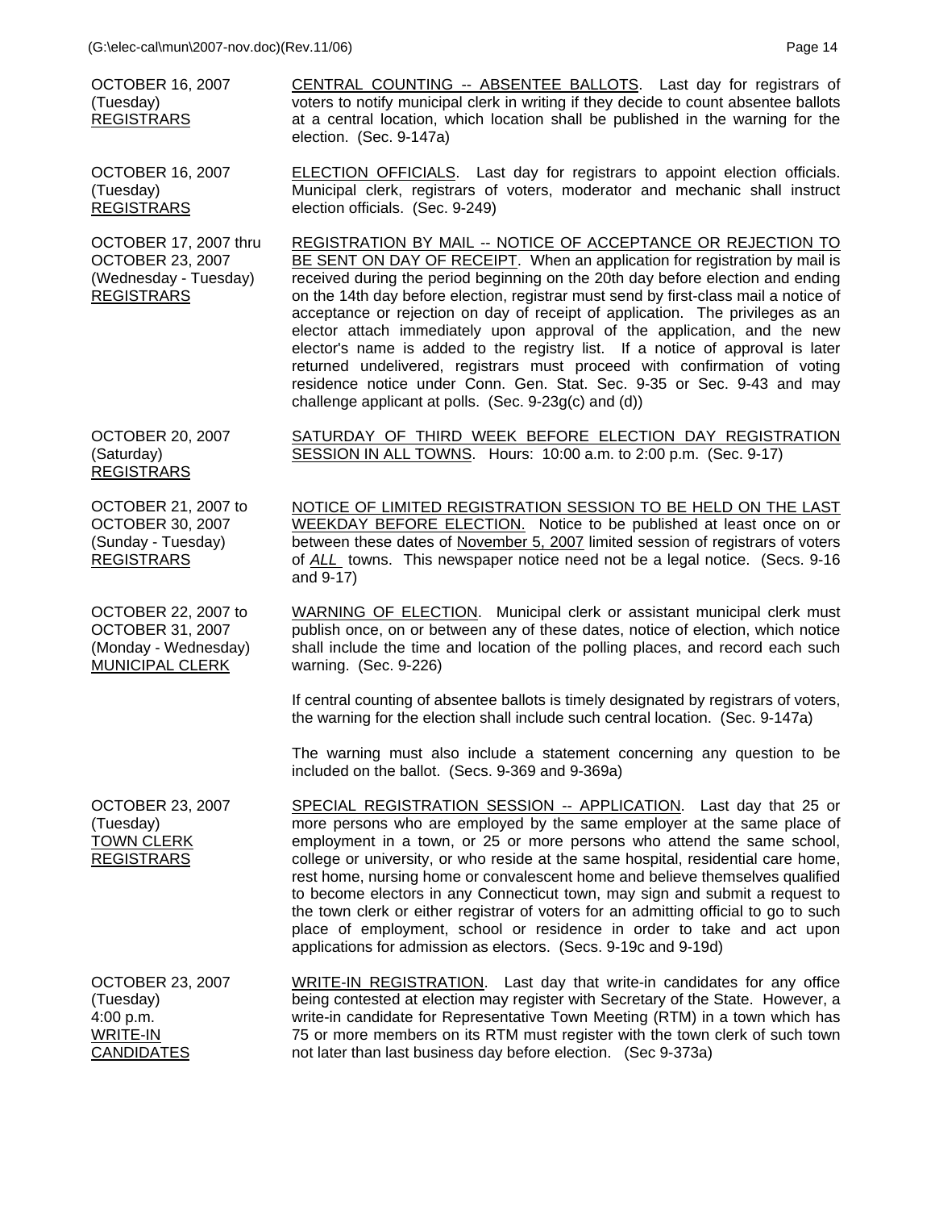| | |
|---|---|
| OCTOBER 16, 2007<br>(Tuesday)<br>REGISTRARS | CENTRAL COUNTING -- ABSENTEE BALLOTS. Last day for registrars of voters to notify municipal clerk in writing if they decide to count absentee ballots at a central location, which location shall be published in the warning for the election. (Sec. 9-147a) |
| OCTOBER 16, 2007<br>(Tuesday)<br>REGISTRARS | ELECTION OFFICIALS. Last day for registrars to appoint election officials. Municipal clerk, registrars of voters, moderator and mechanic shall instruct election officials. (Sec. 9-249) |
| OCTOBER 17, 2007 thru<br>OCTOBER 23, 2007<br>(Wednesday - Tuesday)<br>REGISTRARS | REGISTRATION BY MAIL -- NOTICE OF ACCEPTANCE OR REJECTION TO BE SENT ON DAY OF RECEIPT. When an application for registration by mail is received during the period beginning on the 20th day before election and ending on the 14th day before election, registrar must send by first-class mail a notice of acceptance or rejection on day of receipt of application. The privileges as an elector attach immediately upon approval of the application, and the new elector's name is added to the registry list. If a notice of approval is later returned undelivered, registrars must proceed with confirmation of voting residence notice under Conn. Gen. Stat. Sec. 9-35 or Sec. 9-43 and may challenge applicant at polls. (Sec. 9-23g(c) and (d)) |
| OCTOBER 20, 2007<br>(Saturday)<br>REGISTRARS | SATURDAY OF THIRD WEEK BEFORE ELECTION DAY REGISTRATION SESSION IN ALL TOWNS. Hours: 10:00 a.m. to 2:00 p.m. (Sec. 9-17) |
| OCTOBER 21, 2007 to<br>OCTOBER 30, 2007<br>(Sunday - Tuesday)<br>REGISTRARS | NOTICE OF LIMITED REGISTRATION SESSION TO BE HELD ON THE LAST WEEKDAY BEFORE ELECTION. Notice to be published at least once on or between these dates of November 5, 2007 limited session of registrars of voters of *ALL* towns. This newspaper notice need not be a legal notice. (Secs. 9-16 and 9-17) |
| OCTOBER 22, 2007 to<br>OCTOBER 31, 2007<br>(Monday - Wednesday)<br>MUNICIPAL CLERK | WARNING OF ELECTION. Municipal clerk or assistant municipal clerk must publish once, on or between any of these dates, notice of election, which notice shall include the time and location of the polling places, and record each such warning. (Sec. 9-226)<br><br>If central counting of absentee ballots is timely designated by registrars of voters, the warning for the election shall include such central location. (Sec. 9-147a)<br><br>The warning must also include a statement concerning any question to be included on the ballot. (Secs. 9-369 and 9-369a) |
| OCTOBER 23, 2007<br>(Tuesday)<br>TOWN CLERK<br>REGISTRARS | SPECIAL REGISTRATION SESSION -- APPLICATION. Last day that 25 or more persons who are employed by the same employer at the same place of employment in a town, or 25 or more persons who attend the same school, college or university, or who reside at the same hospital, residential care home, rest home, nursing home or convalescent home and believe themselves qualified to become electors in any Connecticut town, may sign and submit a request to the town clerk or either registrar of voters for an admitting official to go to such place of employment, school or residence in order to take and act upon applications for admission as electors. (Secs. 9-19c and 9-19d) |
| OCTOBER 23, 2007<br>(Tuesday)<br>4:00 p.m.<br>WRITE-IN<br>CANDIDATES | WRITE-IN REGISTRATION. Last day that write-in candidates for any office being contested at election may register with Secretary of the State. However, a write-in candidate for Representative Town Meeting (RTM) in a town which has 75 or more members on its RTM must register with the town clerk of such town not later than last business day before election. (Sec 9-373a) |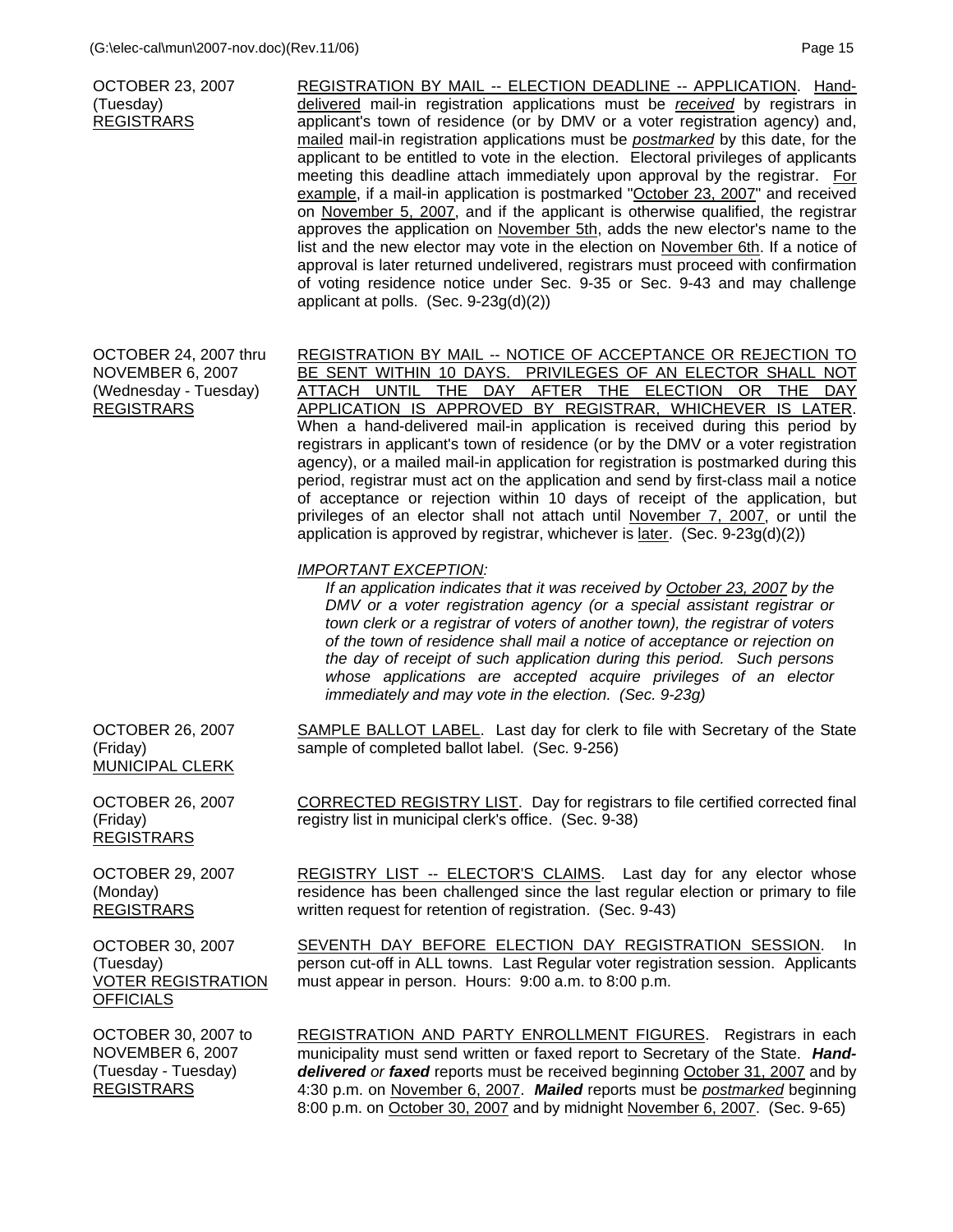OCTOBER 23, 2007
(Tuesday)
REGISTRARS

REGISTRATION BY MAIL -- ELECTION DEADLINE -- APPLICATION. Hand-delivered mail-in registration applications must be *received* by registrars in applicant's town of residence (or by DMV or a voter registration agency) and, mailed mail-in registration applications must be *postmarked* by this date, for the applicant to be entitled to vote in the election. Electoral privileges of applicants meeting this deadline attach immediately upon approval by the registrar. For example, if a mail-in application is postmarked "October 23, 2007" and received on November 5, 2007, and if the applicant is otherwise qualified, the registrar approves the application on November 5th, adds the new elector's name to the list and the new elector may vote in the election on November 6th. If a notice of approval is later returned undelivered, registrars must proceed with confirmation of voting residence notice under Sec. 9-35 or Sec. 9-43 and may challenge applicant at polls. (Sec. 9-23g(d)(2))

OCTOBER 24, 2007 thru
NOVEMBER 6, 2007
(Wednesday - Tuesday)
REGISTRARS

REGISTRATION BY MAIL -- NOTICE OF ACCEPTANCE OR REJECTION TO BE SENT WITHIN 10 DAYS. PRIVILEGES OF AN ELECTOR SHALL NOT ATTACH UNTIL THE DAY AFTER THE ELECTION OR THE DAY APPLICATION IS APPROVED BY REGISTRAR, WHICHEVER IS LATER. When a hand-delivered mail-in application is received during this period by registrars in applicant's town of residence (or by the DMV or a voter registration agency), or a mailed mail-in application for registration is postmarked during this period, registrar must act on the application and send by first-class mail a notice of acceptance or rejection within 10 days of receipt of the application, but privileges of an elector shall not attach until November 7, 2007, or until the application is approved by registrar, whichever is later. (Sec. 9-23g(d)(2))

*IMPORTANT EXCEPTION:*

*If an application indicates that it was received by October 23, 2007 by the DMV or a voter registration agency (or a special assistant registrar or town clerk or a registrar of voters of another town), the registrar of voters of the town of residence shall mail a notice of acceptance or rejection on the day of receipt of such application during this period. Such persons whose applications are accepted acquire privileges of an elector immediately and may vote in the election. (Sec. 9-23g)*

OCTOBER 26, 2007
(Friday)
MUNICIPAL CLERK

SAMPLE BALLOT LABEL. Last day for clerk to file with Secretary of the State sample of completed ballot label. (Sec. 9-256)

OCTOBER 26, 2007
(Friday)
REGISTRARS

CORRECTED REGISTRY LIST. Day for registrars to file certified corrected final registry list in municipal clerk's office. (Sec. 9-38)

OCTOBER 29, 2007
(Monday)
REGISTRARS

REGISTRY LIST -- ELECTOR'S CLAIMS. Last day for any elector whose residence has been challenged since the last regular election or primary to file written request for retention of registration. (Sec. 9-43)

OCTOBER 30, 2007
(Tuesday)
VOTER REGISTRATION OFFICIALS

SEVENTH DAY BEFORE ELECTION DAY REGISTRATION SESSION. In person cut-off in ALL towns. Last Regular voter registration session. Applicants must appear in person. Hours: 9:00 a.m. to 8:00 p.m.

OCTOBER 30, 2007 to
NOVEMBER 6, 2007
(Tuesday - Tuesday)
REGISTRARS

REGISTRATION AND PARTY ENROLLMENT FIGURES. Registrars in each municipality must send written or faxed report to Secretary of the State. ***Hand-delivered*** *or* ***faxed*** reports must be received beginning October 31, 2007 and by 4:30 p.m. on November 6, 2007. ***Mailed*** reports must be *postmarked* beginning 8:00 p.m. on October 30, 2007 and by midnight November 6, 2007. (Sec. 9-65)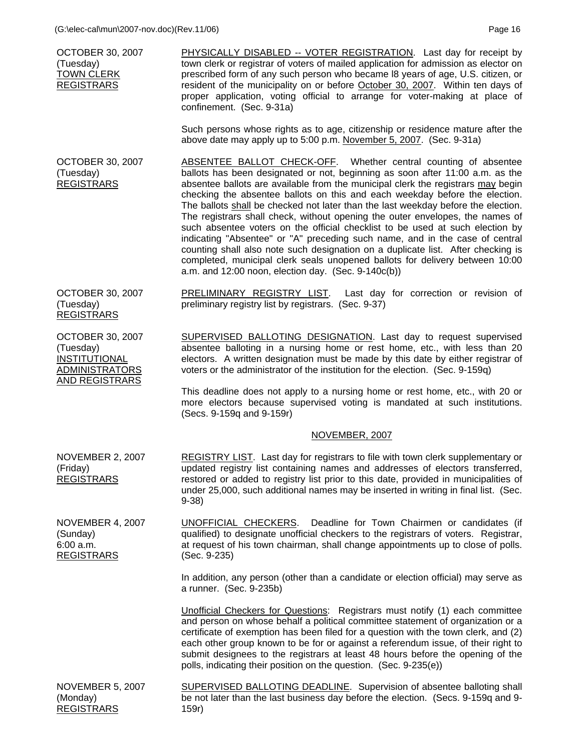| | |
|---|---|
| OCTOBER 30, 2007<br>(Tuesday)<br><u>TOWN CLERK</u><br><u>REGISTRARS</u> | <u>PHYSICALLY DISABLED -- VOTER REGISTRATION</u>. Last day for receipt by town clerk or registrar of voters of mailed application for admission as elector on prescribed form of any such person who became l8 years of age, U.S. citizen, or resident of the municipality on or before <u>October 30, 2007</u>. Within ten days of proper application, voting official to arrange for voter-making at place of confinement. (Sec. 9-31a)<br><br>Such persons whose rights as to age, citizenship or residence mature after the above date may apply up to 5:00 p.m. <u>November 5, 2007</u>. (Sec. 9-31a) |
| OCTOBER 30, 2007<br>(Tuesday)<br><u>REGISTRARS</u> | <u>ABSENTEE BALLOT CHECK-OFF</u>. Whether central counting of absentee ballots has been designated or not, beginning as soon after 11:00 a.m. as the absentee ballots are available from the municipal clerk the registrars <u>may</u> begin checking the absentee ballots on this and each weekday before the election. The ballots <u>shall</u> be checked not later than the last weekday before the election. The registrars shall check, without opening the outer envelopes, the names of such absentee voters on the official checklist to be used at such election by indicating "Absentee" or "A" preceding such name, and in the case of central counting shall also note such designation on a duplicate list. After checking is completed, municipal clerk seals unopened ballots for delivery between 10:00 a.m. and 12:00 noon, election day. (Sec. 9-140c(b)) |
| OCTOBER 30, 2007<br>(Tuesday)<br><u>REGISTRARS</u> | <u>PRELIMINARY REGISTRY LIST</u>. Last day for correction or revision of preliminary registry list by registrars. (Sec. 9-37) |
| OCTOBER 30, 2007<br>(Tuesday)<br><u>INSTITUTIONAL</u><br><u>ADMINISTRATORS</u><br><u>AND REGISTRARS</u> | <u>SUPERVISED BALLOTING DESIGNATION</u>. Last day to request supervised absentee balloting in a nursing home or rest home, etc., with less than 20 electors. A written designation must be made by this date by either registrar of voters or the administrator of the institution for the election. (Sec. 9-159q)<br><br>This deadline does not apply to a nursing home or rest home, etc., with 20 or more electors because supervised voting is mandated at such institutions. (Secs. 9-159q and 9-159r) |

## NOVEMBER, 2007

| | |
|---|---|
| NOVEMBER 2, 2007<br>(Friday)<br><u>REGISTRARS</u> | <u>REGISTRY LIST</u>. Last day for registrars to file with town clerk supplementary or updated registry list containing names and addresses of electors transferred, restored or added to registry list prior to this date, provided in municipalities of under 25,000, such additional names may be inserted in writing in final list. (Sec. 9-38) |
| NOVEMBER 4, 2007<br>(Sunday)<br>6:00 a.m.<br><u>REGISTRARS</u> | <u>UNOFFICIAL CHECKERS</u>. Deadline for Town Chairmen or candidates (if qualified) to designate unofficial checkers to the registrars of voters. Registrar, at request of his town chairman, shall change appointments up to close of polls. (Sec. 9-235)<br><br>In addition, any person (other than a candidate or election official) may serve as a runner. (Sec. 9-235b)<br><br><u>Unofficial Checkers for Questions</u>: Registrars must notify (1) each committee and person on whose behalf a political committee statement of organization or a certificate of exemption has been filed for a question with the town clerk, and (2) each other group known to be for or against a referendum issue, of their right to submit designees to the registrars at least 48 hours before the opening of the polls, indicating their position on the question. (Sec. 9-235(e)) |
| NOVEMBER 5, 2007<br>(Monday)<br><u>REGISTRARS</u> | <u>SUPERVISED BALLOTING DEADLINE</u>. Supervision of absentee balloting shall be not later than the last business day before the election. (Secs. 9-159q and 9-159r) |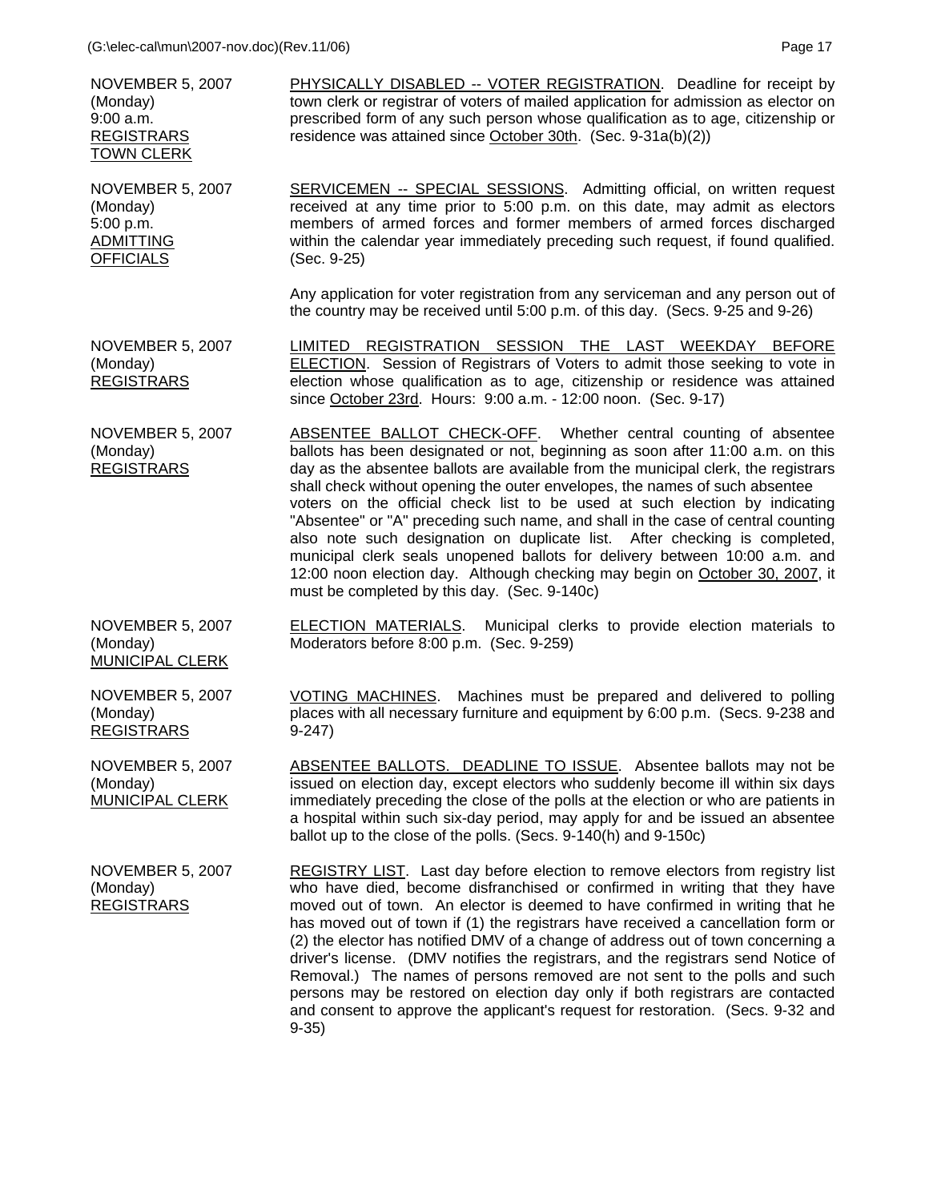| | |
|---|---|
| NOVEMBER 5, 2007<br>(Monday)<br>9:00 a.m.<br><u>REGISTRARS</u><br><u>TOWN CLERK</u> | <u>PHYSICALLY DISABLED -- VOTER REGISTRATION</u>. Deadline for receipt by town clerk or registrar of voters of mailed application for admission as elector on prescribed form of any such person whose qualification as to age, citizenship or residence was attained since <u>October 30th</u>. (Sec. 9-31a(b)(2)) |
| NOVEMBER 5, 2007<br>(Monday)<br>5:00 p.m.<br><u>ADMITTING</u><br><u>OFFICIALS</u> | <u>SERVICEMEN -- SPECIAL SESSIONS</u>. Admitting official, on written request received at any time prior to 5:00 p.m. on this date, may admit as electors members of armed forces and former members of armed forces discharged within the calendar year immediately preceding such request, if found qualified. (Sec. 9-25)<br><br>Any application for voter registration from any serviceman and any person out of the country may be received until 5:00 p.m. of this day. (Secs. 9-25 and 9-26) |
| NOVEMBER 5, 2007<br>(Monday)<br><u>REGISTRARS</u> | <u>LIMITED REGISTRATION SESSION THE LAST WEEKDAY BEFORE ELECTION</u>. Session of Registrars of Voters to admit those seeking to vote in election whose qualification as to age, citizenship or residence was attained since <u>October 23rd</u>. Hours: 9:00 a.m. - 12:00 noon. (Sec. 9-17) |
| NOVEMBER 5, 2007<br>(Monday)<br><u>REGISTRARS</u> | <u>ABSENTEE BALLOT CHECK-OFF</u>. Whether central counting of absentee ballots has been designated or not, beginning as soon after 11:00 a.m. on this day as the absentee ballots are available from the municipal clerk, the registrars shall check without opening the outer envelopes, the names of such absentee voters on the official check list to be used at such election by indicating "Absentee" or "A" preceding such name, and shall in the case of central counting also note such designation on duplicate list. After checking is completed, municipal clerk seals unopened ballots for delivery between 10:00 a.m. and 12:00 noon election day. Although checking may begin on <u>October 30, 2007</u>, it must be completed by this day. (Sec. 9-140c) |
| NOVEMBER 5, 2007<br>(Monday)<br><u>MUNICIPAL CLERK</u> | <u>ELECTION MATERIALS</u>. Municipal clerks to provide election materials to Moderators before 8:00 p.m. (Sec. 9-259) |
| NOVEMBER 5, 2007<br>(Monday)<br><u>REGISTRARS</u> | <u>VOTING MACHINES</u>. Machines must be prepared and delivered to polling places with all necessary furniture and equipment by 6:00 p.m. (Secs. 9-238 and 9-247) |
| NOVEMBER 5, 2007<br>(Monday)<br><u>MUNICIPAL CLERK</u> | <u>ABSENTEE BALLOTS. DEADLINE TO ISSUE</u>. Absentee ballots may not be issued on election day, except electors who suddenly become ill within six days immediately preceding the close of the polls at the election or who are patients in a hospital within such six-day period, may apply for and be issued an absentee ballot up to the close of the polls. (Secs. 9-140(h) and 9-150c) |
| NOVEMBER 5, 2007<br>(Monday)<br><u>REGISTRARS</u> | <u>REGISTRY LIST</u>. Last day before election to remove electors from registry list who have died, become disfranchised or confirmed in writing that they have moved out of town. An elector is deemed to have confirmed in writing that he has moved out of town if (1) the registrars have received a cancellation form or (2) the elector has notified DMV of a change of address out of town concerning a driver's license. (DMV notifies the registrars, and the registrars send Notice of Removal.) The names of persons removed are not sent to the polls and such persons may be restored on election day only if both registrars are contacted and consent to approve the applicant's request for restoration. (Secs. 9-32 and 9-35) |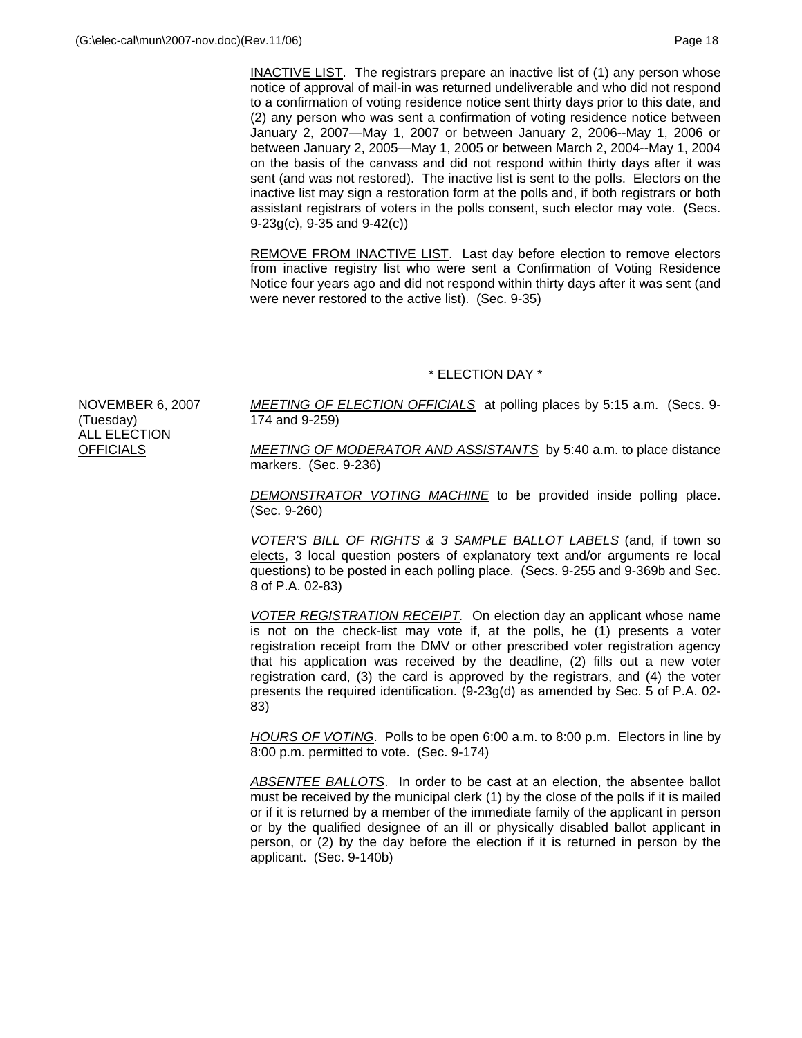INACTIVE LIST. The registrars prepare an inactive list of (1) any person whose notice of approval of mail-in was returned undeliverable and who did not respond to a confirmation of voting residence notice sent thirty days prior to this date, and (2) any person who was sent a confirmation of voting residence notice between January 2, 2007—May 1, 2007 or between January 2, 2006--May 1, 2006 or between January 2, 2005—May 1, 2005 or between March 2, 2004--May 1, 2004 on the basis of the canvass and did not respond within thirty days after it was sent (and was not restored). The inactive list is sent to the polls. Electors on the inactive list may sign a restoration form at the polls and, if both registrars or both assistant registrars of voters in the polls consent, such elector may vote. (Secs. 9-23g(c), 9-35 and 9-42(c))

REMOVE FROM INACTIVE LIST. Last day before election to remove electors from inactive registry list who were sent a Confirmation of Voting Residence Notice four years ago and did not respond within thirty days after it was sent (and were never restored to the active list). (Sec. 9-35)

## * ELECTION DAY *

NOVEMBER 6, 2007 (Tuesday)
ALL ELECTION OFFICIALS

*MEETING OF ELECTION OFFICIALS* at polling places by 5:15 a.m. (Secs. 9-174 and 9-259)

*MEETING OF MODERATOR AND ASSISTANTS* by 5:40 a.m. to place distance markers. (Sec. 9-236)

*DEMONSTRATOR VOTING MACHINE* to be provided inside polling place. (Sec. 9-260)

*VOTER'S BILL OF RIGHTS & 3 SAMPLE BALLOT LABELS* (and, if town so elects, 3 local question posters of explanatory text and/or arguments re local questions) to be posted in each polling place. (Secs. 9-255 and 9-369b and Sec. 8 of P.A. 02-83)

*VOTER REGISTRATION RECEIPT.* On election day an applicant whose name is not on the check-list may vote if, at the polls, he (1) presents a voter registration receipt from the DMV or other prescribed voter registration agency that his application was received by the deadline, (2) fills out a new voter registration card, (3) the card is approved by the registrars, and (4) the voter presents the required identification. (9-23g(d) as amended by Sec. 5 of P.A. 02-83)

*HOURS OF VOTING*. Polls to be open 6:00 a.m. to 8:00 p.m. Electors in line by 8:00 p.m. permitted to vote. (Sec. 9-174)

*ABSENTEE BALLOTS*. In order to be cast at an election, the absentee ballot must be received by the municipal clerk (1) by the close of the polls if it is mailed or if it is returned by a member of the immediate family of the applicant in person or by the qualified designee of an ill or physically disabled ballot applicant in person, or (2) by the day before the election if it is returned in person by the applicant. (Sec. 9-140b)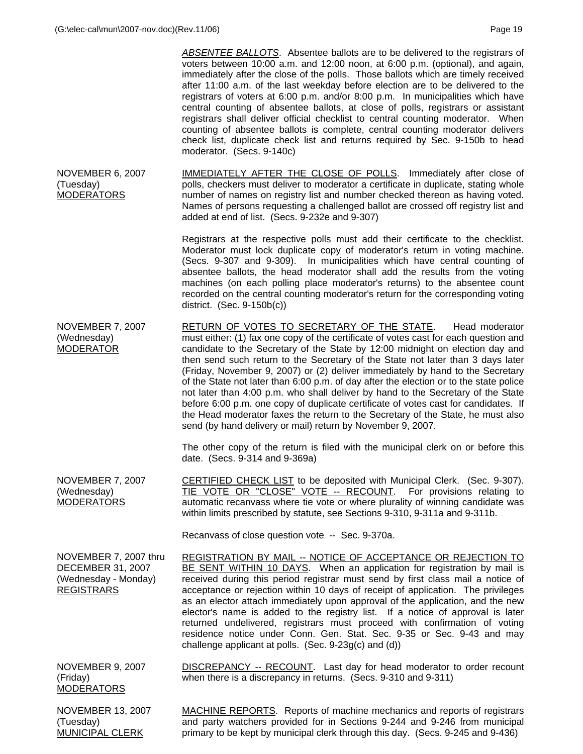*ABSENTEE BALLOTS*. Absentee ballots are to be delivered to the registrars of voters between 10:00 a.m. and 12:00 noon, at 6:00 p.m. (optional), and again, immediately after the close of the polls. Those ballots which are timely received after 11:00 a.m. of the last weekday before election are to be delivered to the registrars of voters at 6:00 p.m. and/or 8:00 p.m. In municipalities which have central counting of absentee ballots, at close of polls, registrars or assistant registrars shall deliver official checklist to central counting moderator. When counting of absentee ballots is complete, central counting moderator delivers check list, duplicate check list and returns required by Sec. 9-150b to head moderator. (Secs. 9-140c)

NOVEMBER 6, 2007 (Tuesday) MODERATORS

IMMEDIATELY AFTER THE CLOSE OF POLLS. Immediately after close of polls, checkers must deliver to moderator a certificate in duplicate, stating whole number of names on registry list and number checked thereon as having voted. Names of persons requesting a challenged ballot are crossed off registry list and added at end of list. (Secs. 9-232e and 9-307)

Registrars at the respective polls must add their certificate to the checklist. Moderator must lock duplicate copy of moderator's return in voting machine. (Secs. 9-307 and 9-309). In municipalities which have central counting of absentee ballots, the head moderator shall add the results from the voting machines (on each polling place moderator's returns) to the absentee count recorded on the central counting moderator's return for the corresponding voting district. (Sec. 9-150b(c))

NOVEMBER 7, 2007 (Wednesday) MODERATOR

RETURN OF VOTES TO SECRETARY OF THE STATE. Head moderator must either: (1) fax one copy of the certificate of votes cast for each question and candidate to the Secretary of the State by 12:00 midnight on election day and then send such return to the Secretary of the State not later than 3 days later (Friday, November 9, 2007) or (2) deliver immediately by hand to the Secretary of the State not later than 6:00 p.m. of day after the election or to the state police not later than 4:00 p.m. who shall deliver by hand to the Secretary of the State before 6:00 p.m. one copy of duplicate certificate of votes cast for candidates. If the Head moderator faxes the return to the Secretary of the State, he must also send (by hand delivery or mail) return by November 9, 2007.

The other copy of the return is filed with the municipal clerk on or before this date. (Secs. 9-314 and 9-369a)

NOVEMBER 7, 2007 (Wednesday) MODERATORS

CERTIFIED CHECK LIST to be deposited with Municipal Clerk. (Sec. 9-307). TIE VOTE OR "CLOSE" VOTE -- RECOUNT. For provisions relating to automatic recanvass where tie vote or where plurality of winning candidate was within limits prescribed by statute, see Sections 9-310, 9-311a and 9-311b.

Recanvass of close question vote -- Sec. 9-370a.

NOVEMBER 7, 2007 thru DECEMBER 31, 2007 (Wednesday - Monday) REGISTRARS

REGISTRATION BY MAIL -- NOTICE OF ACCEPTANCE OR REJECTION TO BE SENT WITHIN 10 DAYS. When an application for registration by mail is received during this period registrar must send by first class mail a notice of acceptance or rejection within 10 days of receipt of application. The privileges as an elector attach immediately upon approval of the application, and the new elector's name is added to the registry list. If a notice of approval is later returned undelivered, registrars must proceed with confirmation of voting residence notice under Conn. Gen. Stat. Sec. 9-35 or Sec. 9-43 and may challenge applicant at polls. (Sec. 9-23g(c) and (d))

NOVEMBER 9, 2007 (Friday) MODERATORS

DISCREPANCY -- RECOUNT. Last day for head moderator to order recount when there is a discrepancy in returns. (Secs. 9-310 and 9-311)

NOVEMBER 13, 2007 (Tuesday) MUNICIPAL CLERK

MACHINE REPORTS. Reports of machine mechanics and reports of registrars and party watchers provided for in Sections 9-244 and 9-246 from municipal primary to be kept by municipal clerk through this day. (Secs. 9-245 and 9-436)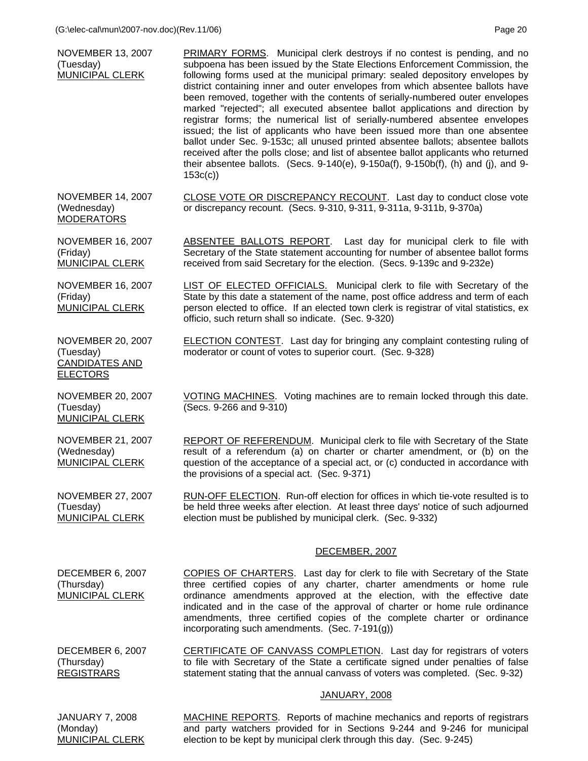NOVEMBER 13, 2007
(Tuesday)
MUNICIPAL CLERK

PRIMARY FORMS. Municipal clerk destroys if no contest is pending, and no subpoena has been issued by the State Elections Enforcement Commission, the following forms used at the municipal primary: sealed depository envelopes by district containing inner and outer envelopes from which absentee ballots have been removed, together with the contents of serially-numbered outer envelopes marked "rejected"; all executed absentee ballot applications and direction by registrar forms; the numerical list of serially-numbered absentee envelopes issued; the list of applicants who have been issued more than one absentee ballot under Sec. 9-153c; all unused printed absentee ballots; absentee ballots received after the polls close; and list of absentee ballot applicants who returned their absentee ballots. (Secs. 9-140(e), 9-150a(f), 9-150b(f), (h) and (j), and 9-153c(c))

NOVEMBER 14, 2007
(Wednesday)
MODERATORS

CLOSE VOTE OR DISCREPANCY RECOUNT. Last day to conduct close vote or discrepancy recount. (Secs. 9-310, 9-311, 9-311a, 9-311b, 9-370a)

NOVEMBER 16, 2007
(Friday)
MUNICIPAL CLERK

ABSENTEE BALLOTS REPORT. Last day for municipal clerk to file with Secretary of the State statement accounting for number of absentee ballot forms received from said Secretary for the election. (Secs. 9-139c and 9-232e)

NOVEMBER 16, 2007
(Friday)
MUNICIPAL CLERK

LIST OF ELECTED OFFICIALS. Municipal clerk to file with Secretary of the State by this date a statement of the name, post office address and term of each person elected to office. If an elected town clerk is registrar of vital statistics, ex officio, such return shall so indicate. (Sec. 9-320)

NOVEMBER 20, 2007
(Tuesday)
CANDIDATES AND ELECTORS

ELECTION CONTEST. Last day for bringing any complaint contesting ruling of moderator or count of votes to superior court. (Sec. 9-328)

NOVEMBER 20, 2007
(Tuesday)
MUNICIPAL CLERK

VOTING MACHINES. Voting machines are to remain locked through this date. (Secs. 9-266 and 9-310)

NOVEMBER 21, 2007
(Wednesday)
MUNICIPAL CLERK

REPORT OF REFERENDUM. Municipal clerk to file with Secretary of the State result of a referendum (a) on charter or charter amendment, or (b) on the question of the acceptance of a special act, or (c) conducted in accordance with the provisions of a special act. (Sec. 9-371)

NOVEMBER 27, 2007
(Tuesday)
MUNICIPAL CLERK

RUN-OFF ELECTION. Run-off election for offices in which tie-vote resulted is to be held three weeks after election. At least three days' notice of such adjourned election must be published by municipal clerk. (Sec. 9-332)

## DECEMBER, 2007

DECEMBER 6, 2007
(Thursday)
MUNICIPAL CLERK

COPIES OF CHARTERS. Last day for clerk to file with Secretary of the State three certified copies of any charter, charter amendments or home rule ordinance amendments approved at the election, with the effective date indicated and in the case of the approval of charter or home rule ordinance amendments, three certified copies of the complete charter or ordinance incorporating such amendments. (Sec. 7-191(g))

DECEMBER 6, 2007
(Thursday)
REGISTRARS

CERTIFICATE OF CANVASS COMPLETION. Last day for registrars of voters to file with Secretary of the State a certificate signed under penalties of false statement stating that the annual canvass of voters was completed. (Sec. 9-32)

## JANUARY, 2008

JANUARY 7, 2008
(Monday)
MUNICIPAL CLERK

MACHINE REPORTS. Reports of machine mechanics and reports of registrars and party watchers provided for in Sections 9-244 and 9-246 for municipal election to be kept by municipal clerk through this day. (Sec. 9-245)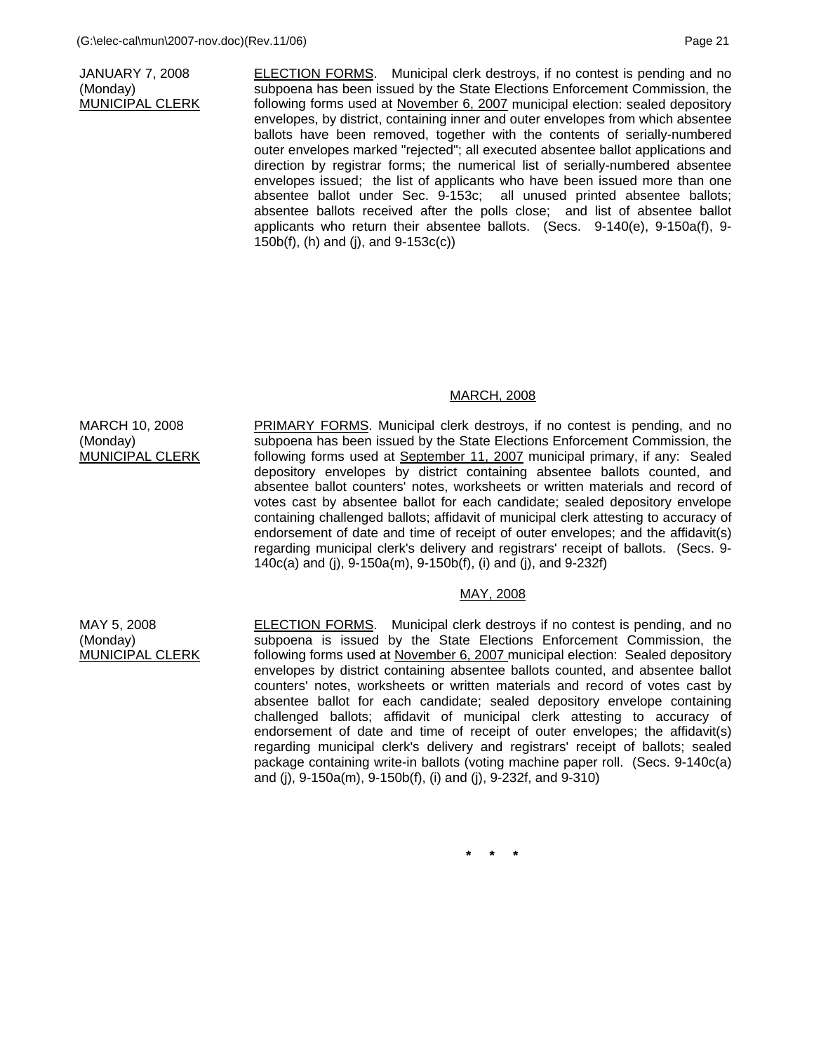JANUARY 7, 2008
(Monday)
MUNICIPAL CLERK

ELECTION FORMS. Municipal clerk destroys, if no contest is pending and no subpoena has been issued by the State Elections Enforcement Commission, the following forms used at November 6, 2007 municipal election: sealed depository envelopes, by district, containing inner and outer envelopes from which absentee ballots have been removed, together with the contents of serially-numbered outer envelopes marked "rejected"; all executed absentee ballot applications and direction by registrar forms; the numerical list of serially-numbered absentee envelopes issued; the list of applicants who have been issued more than one absentee ballot under Sec. 9-153c; all unused printed absentee ballots; absentee ballots received after the polls close; and list of absentee ballot applicants who return their absentee ballots. (Secs. 9-140(e), 9-150a(f), 9-150b(f), (h) and (j), and 9-153c(c))

## MARCH, 2008

MARCH 10, 2008
(Monday)
MUNICIPAL CLERK

PRIMARY FORMS. Municipal clerk destroys, if no contest is pending, and no subpoena has been issued by the State Elections Enforcement Commission, the following forms used at September 11, 2007 municipal primary, if any: Sealed depository envelopes by district containing absentee ballots counted, and absentee ballot counters' notes, worksheets or written materials and record of votes cast by absentee ballot for each candidate; sealed depository envelope containing challenged ballots; affidavit of municipal clerk attesting to accuracy of endorsement of date and time of receipt of outer envelopes; and the affidavit(s) regarding municipal clerk's delivery and registrars' receipt of ballots. (Secs. 9-140c(a) and (j), 9-150a(m), 9-150b(f), (i) and (j), and 9-232f)

## MAY, 2008

MAY 5, 2008
(Monday)
MUNICIPAL CLERK

ELECTION FORMS. Municipal clerk destroys if no contest is pending, and no subpoena is issued by the State Elections Enforcement Commission, the following forms used at November 6, 2007 municipal election: Sealed depository envelopes by district containing absentee ballots counted, and absentee ballot counters' notes, worksheets or written materials and record of votes cast by absentee ballot for each candidate; sealed depository envelope containing challenged ballots; affidavit of municipal clerk attesting to accuracy of endorsement of date and time of receipt of outer envelopes; the affidavit(s) regarding municipal clerk's delivery and registrars' receipt of ballots; sealed package containing write-in ballots (voting machine paper roll. (Secs. 9-140c(a) and (j), 9-150a(m), 9-150b(f), (i) and (j), 9-232f, and 9-310)

* * *